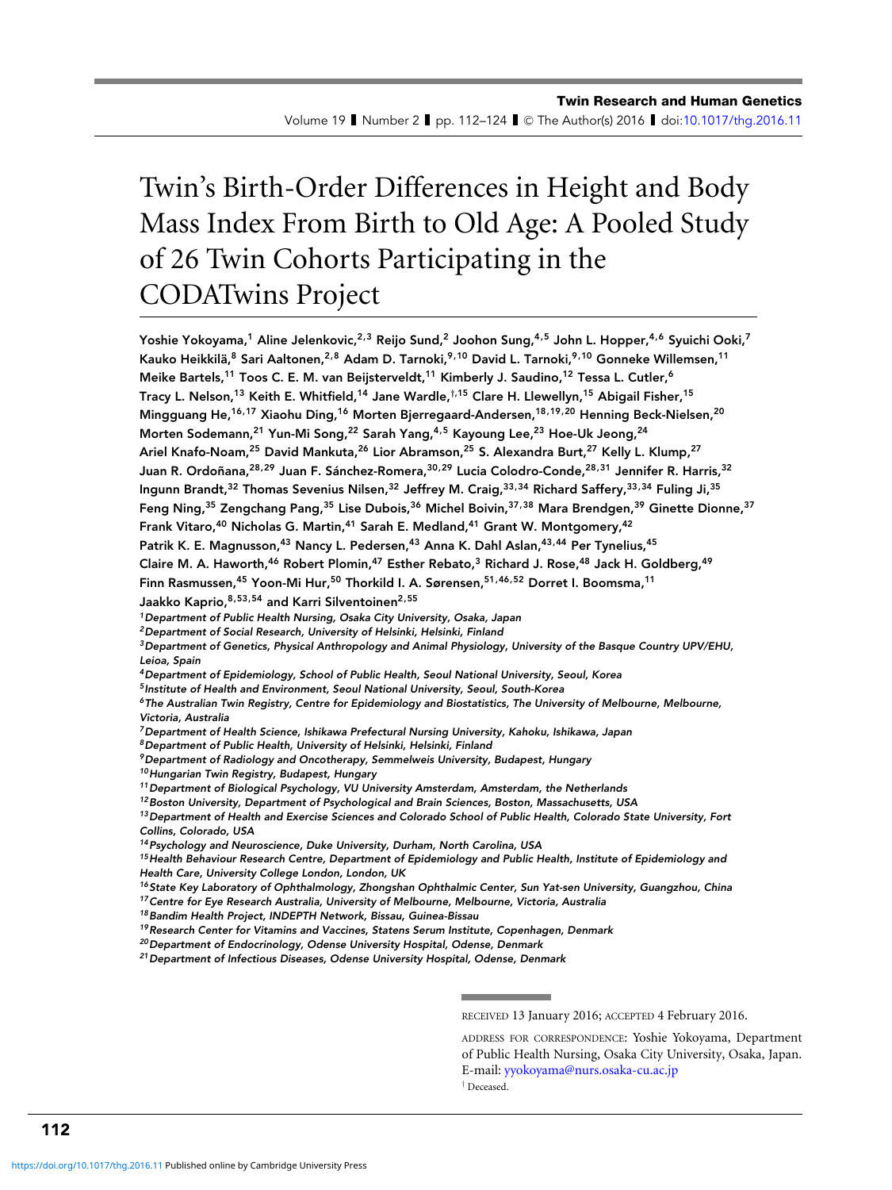# Twin's Birth-Order Differences in Height and Body Mass Index From Birth to Old Age: A Pooled Study of 26 Twin Cohorts Participating in the CODATwins Project

**Yoshie Yokoyama,[1] Aline Jelenkovic,[2,3] Reijo Sund,[2] Joohon Sung,[4,5] John L. Hopper,[4,6] Syuichi Ooki,[7] Kauko Heikkilä,[8] Sari Aaltonen,[2,8] Adam D. Tarnoki,[9,10] David L. Tarnoki,[9,10] Gonneke Willemsen,[11] Meike Bartels,[11] Toos C. E. M. van Beijsterveldt,[11] Kimberly J. Saudino,[12] Tessa L. Cutler,[6] Tracy L. Nelson,[13] Keith E. Whitfield,[14] Jane Wardle,[†,15] Clare H. Llewellyn,[15] Abigail Fisher,[15] Mingguang He,[16,17] Xiaohu Ding,[16] Morten Bjerregaard-Andersen,[18,19,20] Henning Beck-Nielsen,[20] Morten Sodemann,[21] Yun-Mi Song,[22] Sarah Yang,[4,5] Kayoung Lee,[23] Hoe-Uk Jeong,[24] Ariel Knafo-Noam,[25] David Mankuta,[26] Lior Abramson,[25] S. Alexandra Burt,[27] Kelly L. Klump,[27] Juan R. Ordoñana,[28,29] Juan F. Sánchez-Romera,[30,29] Lucia Colodro-Conde,[28,31] Jennifer R. Harris,[32] Ingunn Brandt,[32] Thomas Sevenius Nilsen,[32] Jeffrey M. Craig,[33,34] Richard Saffery,[33,34] Fuling Ji,[35] Feng Ning,[35] Zengchang Pang,[35] Lise Dubois,[36] Michel Boivin,[37,38] Mara Brendgen,[39] Ginette Dionne,[37] Frank Vitaro,[40] Nicholas G. Martin,[41] Sarah E. Medland,[41] Grant W. Montgomery,[42] Patrik K. E. Magnusson,[43] Nancy L. Pedersen,[43] Anna K. Dahl Aslan,[43,44] Per Tynelius,[45] Claire M. A. Haworth,[46] Robert Plomin,[47] Esther Rebato,[3] Richard J. Rose,[48] Jack H. Goldberg,[49] Finn Rasmussen,[45] Yoon-Mi Hur,[50] Thorkild I. A. Sørensen,[51,46,52] Dorret I. Boomsma,[11] Jaakko Kaprio,[8,53,54] and Karri Silventoinen[2,55]**

*[1]Department of Public Health Nursing, Osaka City University, Osaka, Japan*
*[2]Department of Social Research, University of Helsinki, Helsinki, Finland*
*[3]Department of Genetics, Physical Anthropology and Animal Physiology, University of the Basque Country UPV/EHU, Leioa, Spain*
*[4]Department of Epidemiology, School of Public Health, Seoul National University, Seoul, Korea*
*[5]Institute of Health and Environment, Seoul National University, Seoul, South-Korea*
*[6]The Australian Twin Registry, Centre for Epidemiology and Biostatistics, The University of Melbourne, Melbourne, Victoria, Australia*
*[7]Department of Health Science, Ishikawa Prefectural Nursing University, Kahoku, Ishikawa, Japan*
*[8]Department of Public Health, University of Helsinki, Helsinki, Finland*
*[9]Department of Radiology and Oncotherapy, Semmelweis University, Budapest, Hungary*
*[10]Hungarian Twin Registry, Budapest, Hungary*
*[11]Department of Biological Psychology, VU University Amsterdam, Amsterdam, the Netherlands*
*[12]Boston University, Department of Psychological and Brain Sciences, Boston, Massachusetts, USA*
*[13]Department of Health and Exercise Sciences and Colorado School of Public Health, Colorado State University, Fort Collins, Colorado, USA*
*[14]Psychology and Neuroscience, Duke University, Durham, North Carolina, USA*
*[15]Health Behaviour Research Centre, Department of Epidemiology and Public Health, Institute of Epidemiology and Health Care, University College London, London, UK*
*[16]State Key Laboratory of Ophthalmology, Zhongshan Ophthalmic Center, Sun Yat-sen University, Guangzhou, China*
*[17]Centre for Eye Research Australia, University of Melbourne, Melbourne, Victoria, Australia*
*[18]Bandim Health Project, INDEPTH Network, Bissau, Guinea-Bissau*
*[19]Research Center for Vitamins and Vaccines, Statens Serum Institute, Copenhagen, Denmark*
*[20]Department of Endocrinology, Odense University Hospital, Odense, Denmark*
*[21]Department of Infectious Diseases, Odense University Hospital, Odense, Denmark*

RECEIVED 13 January 2016; ACCEPTED 4 February 2016.

ADDRESS FOR CORRESPONDENCE: Yoshie Yokoyama, Department of Public Health Nursing, Osaka City University, Osaka, Japan. E-mail: yyokoyama@nurs.osaka-cu.ac.jp

† Deceased.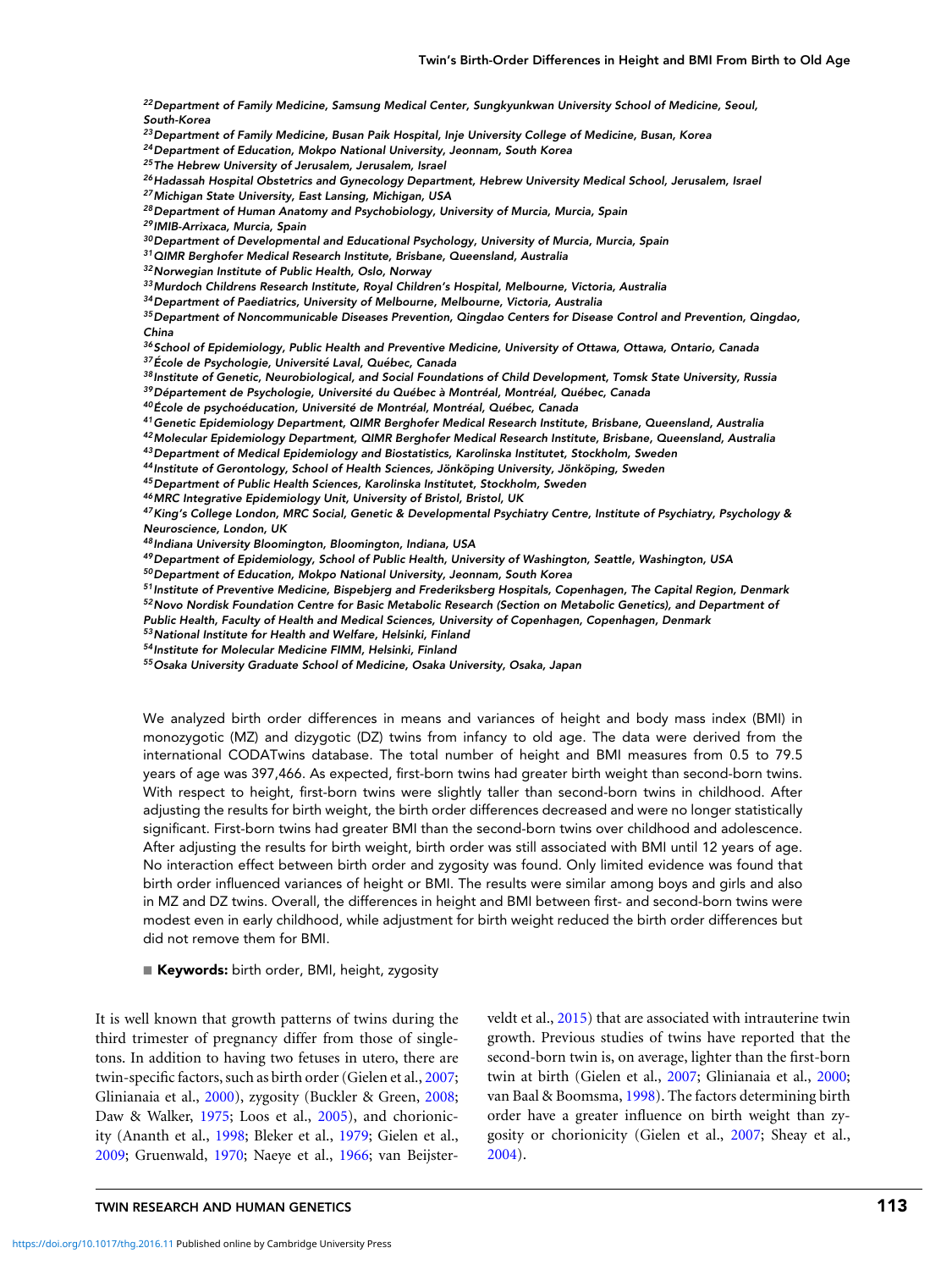[22] Department of Family Medicine, Samsung Medical Center, Sungkyunkwan University School of Medicine, Seoul, South-Korea

[23] Department of Family Medicine, Busan Paik Hospital, Inje University College of Medicine, Busan, Korea

[24] Department of Education, Mokpo National University, Jeonnam, South Korea

[25] The Hebrew University of Jerusalem, Jerusalem, Israel

[26] Hadassah Hospital Obstetrics and Gynecology Department, Hebrew University Medical School, Jerusalem, Israel

[27] Michigan State University, East Lansing, Michigan, USA

[28] Department of Human Anatomy and Psychobiology, University of Murcia, Murcia, Spain

[29] IMIB-Arrixaca, Murcia, Spain

[30] Department of Developmental and Educational Psychology, University of Murcia, Murcia, Spain

[31] QIMR Berghofer Medical Research Institute, Brisbane, Queensland, Australia

[32] Norwegian Institute of Public Health, Oslo, Norway

[33] Murdoch Childrens Research Institute, Royal Children's Hospital, Melbourne, Victoria, Australia

[34] Department of Paediatrics, University of Melbourne, Melbourne, Victoria, Australia

[35] Department of Noncommunicable Diseases Prevention, Qingdao Centers for Disease Control and Prevention, Qingdao, China

[36] School of Epidemiology, Public Health and Preventive Medicine, University of Ottawa, Ottawa, Ontario, Canada

[37] École de Psychologie, Université Laval, Québec, Canada

[38] Institute of Genetic, Neurobiological, and Social Foundations of Child Development, Tomsk State University, Russia

[39] Département de Psychologie, Université du Québec à Montréal, Montréal, Québec, Canada

[40] École de psychoéducation, Université de Montréal, Montréal, Québec, Canada

[41] Genetic Epidemiology Department, QIMR Berghofer Medical Research Institute, Brisbane, Queensland, Australia

[42] Molecular Epidemiology Department, QIMR Berghofer Medical Research Institute, Brisbane, Queensland, Australia

[43] Department of Medical Epidemiology and Biostatistics, Karolinska Institutet, Stockholm, Sweden

[44] Institute of Gerontology, School of Health Sciences, Jönköping University, Jönköping, Sweden

[45] Department of Public Health Sciences, Karolinska Institutet, Stockholm, Sweden

[46] MRC Integrative Epidemiology Unit, University of Bristol, Bristol, UK

[47] King's College London, MRC Social, Genetic & Developmental Psychiatry Centre, Institute of Psychiatry, Psychology & Neuroscience, London, UK

[48] Indiana University Bloomington, Bloomington, Indiana, USA

[49] Department of Epidemiology, School of Public Health, University of Washington, Seattle, Washington, USA

[50] Department of Education, Mokpo National University, Jeonnam, South Korea

[51] Institute of Preventive Medicine, Bispebjerg and Frederiksberg Hospitals, Copenhagen, The Capital Region, Denmark

[52] Novo Nordisk Foundation Centre for Basic Metabolic Research (Section on Metabolic Genetics), and Department of Public Health, Faculty of Health and Medical Sciences, University of Copenhagen, Copenhagen, Denmark

[53] National Institute for Health and Welfare, Helsinki, Finland

[54] Institute for Molecular Medicine FIMM, Helsinki, Finland

[55] Osaka University Graduate School of Medicine, Osaka University, Osaka, Japan

We analyzed birth order differences in means and variances of height and body mass index (BMI) in monozygotic (MZ) and dizygotic (DZ) twins from infancy to old age. The data were derived from the international CODATwins database. The total number of height and BMI measures from 0.5 to 79.5 years of age was 397,466. As expected, first-born twins had greater birth weight than second-born twins. With respect to height, first-born twins were slightly taller than second-born twins in childhood. After adjusting the results for birth weight, the birth order differences decreased and were no longer statistically significant. First-born twins had greater BMI than the second-born twins over childhood and adolescence. After adjusting the results for birth weight, birth order was still associated with BMI until 12 years of age. No interaction effect between birth order and zygosity was found. Only limited evidence was found that birth order influenced variances of height or BMI. The results were similar among boys and girls and also in MZ and DZ twins. Overall, the differences in height and BMI between first- and second-born twins were modest even in early childhood, while adjustment for birth weight reduced the birth order differences but did not remove them for BMI.

■ **Keywords:** birth order, BMI, height, zygosity

It is well known that growth patterns of twins during the third trimester of pregnancy differ from those of singletons. In addition to having two fetuses in utero, there are twin-specific factors, such as birth order (Gielen et al., 2007; Glinianaia et al., 2000), zygosity (Buckler & Green, 2008; Daw & Walker, 1975; Loos et al., 2005), and chorionicity (Ananth et al., 1998; Bleker et al., 1979; Gielen et al., 2009; Gruenwald, 1970; Naeye et al., 1966; van Beijsterveldt et al., 2015) that are associated with intrauterine twin growth. Previous studies of twins have reported that the second-born twin is, on average, lighter than the first-born twin at birth (Gielen et al., 2007; Glinianaia et al., 2000; van Baal & Boomsma, 1998). The factors determining birth order have a greater influence on birth weight than zygosity or chorionicity (Gielen et al., 2007; Sheay et al., 2004).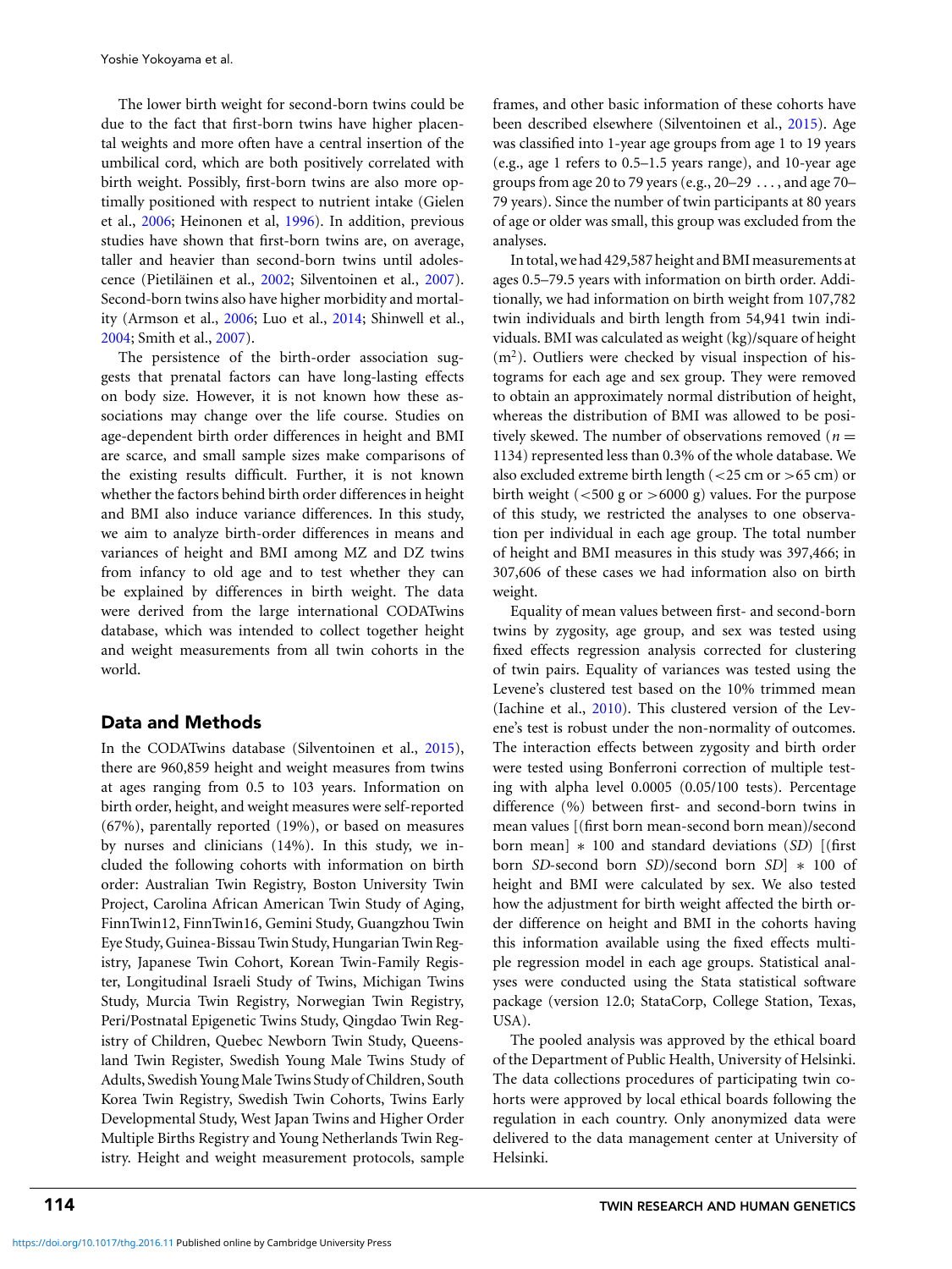The lower birth weight for second-born twins could be due to the fact that first-born twins have higher placental weights and more often have a central insertion of the umbilical cord, which are both positively correlated with birth weight. Possibly, first-born twins are also more optimally positioned with respect to nutrient intake (Gielen et al., 2006; Heinonen et al, 1996). In addition, previous studies have shown that first-born twins are, on average, taller and heavier than second-born twins until adolescence (Pietiläinen et al., 2002; Silventoinen et al., 2007). Second-born twins also have higher morbidity and mortality (Armson et al., 2006; Luo et al., 2014; Shinwell et al., 2004; Smith et al., 2007).

The persistence of the birth-order association suggests that prenatal factors can have long-lasting effects on body size. However, it is not known how these associations may change over the life course. Studies on age-dependent birth order differences in height and BMI are scarce, and small sample sizes make comparisons of the existing results difficult. Further, it is not known whether the factors behind birth order differences in height and BMI also induce variance differences. In this study, we aim to analyze birth-order differences in means and variances of height and BMI among MZ and DZ twins from infancy to old age and to test whether they can be explained by differences in birth weight. The data were derived from the large international CODATwins database, which was intended to collect together height and weight measurements from all twin cohorts in the world.

## Data and Methods

In the CODATwins database (Silventoinen et al., 2015), there are 960,859 height and weight measures from twins at ages ranging from 0.5 to 103 years. Information on birth order, height, and weight measures were self-reported (67%), parentally reported (19%), or based on measures by nurses and clinicians (14%). In this study, we included the following cohorts with information on birth order: Australian Twin Registry, Boston University Twin Project, Carolina African American Twin Study of Aging, FinnTwin12, FinnTwin16, Gemini Study, Guangzhou Twin Eye Study, Guinea-Bissau Twin Study, Hungarian Twin Registry, Japanese Twin Cohort, Korean Twin-Family Register, Longitudinal Israeli Study of Twins, Michigan Twins Study, Murcia Twin Registry, Norwegian Twin Registry, Peri/Postnatal Epigenetic Twins Study, Qingdao Twin Registry of Children, Quebec Newborn Twin Study, Queensland Twin Register, Swedish Young Male Twins Study of Adults, Swedish Young Male Twins Study of Children, South Korea Twin Registry, Swedish Twin Cohorts, Twins Early Developmental Study, West Japan Twins and Higher Order Multiple Births Registry and Young Netherlands Twin Registry. Height and weight measurement protocols, sample frames, and other basic information of these cohorts have been described elsewhere (Silventoinen et al., 2015). Age was classified into 1-year age groups from age 1 to 19 years (e.g., age 1 refers to 0.5–1.5 years range), and 10-year age groups from age 20 to 79 years (e.g., 20–29 ..., and age 70–79 years). Since the number of twin participants at 80 years of age or older was small, this group was excluded from the analyses.

In total, we had 429,587 height and BMI measurements at ages 0.5–79.5 years with information on birth order. Additionally, we had information on birth weight from 107,782 twin individuals and birth length from 54,941 twin individuals. BMI was calculated as weight (kg)/square of height ($m^2$). Outliers were checked by visual inspection of histograms for each age and sex group. They were removed to obtain an approximately normal distribution of height, whereas the distribution of BMI was allowed to be positively skewed. The number of observations removed ($n = 1134$) represented less than 0.3% of the whole database. We also excluded extreme birth length (<25 cm or >65 cm) or birth weight (<500 g or >6000 g) values. For the purpose of this study, we restricted the analyses to one observation per individual in each age group. The total number of height and BMI measures in this study was 397,466; in 307,606 of these cases we had information also on birth weight.

Equality of mean values between first- and second-born twins by zygosity, age group, and sex was tested using fixed effects regression analysis corrected for clustering of twin pairs. Equality of variances was tested using the Levene's clustered test based on the 10% trimmed mean (Iachine et al., 2010). This clustered version of the Levene's test is robust under the non-normality of outcomes. The interaction effects between zygosity and birth order were tested using Bonferroni correction of multiple testing with alpha level 0.0005 (0.05/100 tests). Percentage difference (%) between first- and second-born twins in mean values [(first born mean-second born mean)/second born mean] * 100 and standard deviations (*SD*) [(first born *SD*-second born *SD*)/second born *SD*] * 100 of height and BMI were calculated by sex. We also tested how the adjustment for birth weight affected the birth order difference on height and BMI in the cohorts having this information available using the fixed effects multiple regression model in each age groups. Statistical analyses were conducted using the Stata statistical software package (version 12.0; StataCorp, College Station, Texas, USA).

The pooled analysis was approved by the ethical board of the Department of Public Health, University of Helsinki. The data collections procedures of participating twin cohorts were approved by local ethical boards following the regulation in each country. Only anonymized data were delivered to the data management center at University of Helsinki.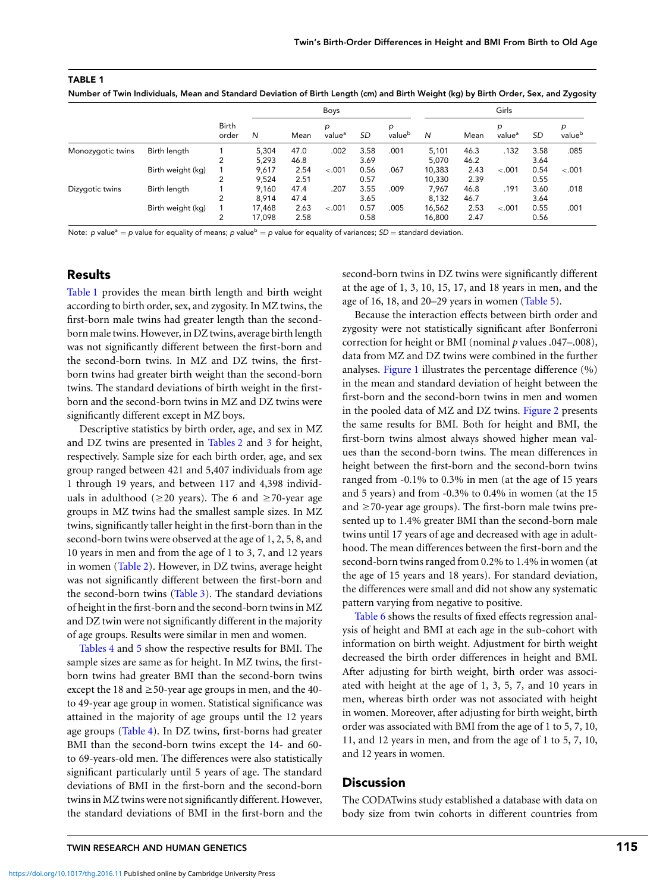**TABLE 1**

Number of Twin Individuals, Mean and Standard Deviation of Birth Length (cm) and Birth Weight (kg) by Birth Order, Sex, and Zygosity

| | | | Boys | | | | | Girls | | | | |
|---|---|---|---|---|---|---|---|---|---|---|---|---|
| | | Birth order | *N* | Mean | *p* value[a] | *SD* | *p* value[b] | *N* | Mean | *p* value[a] | *SD* | *p* value[b] |
| Monozygotic twins | Birth length | 1 | 5,304 | 47.0 | .002 | 3.58 | .001 | 5,101 | 46.3 | .132 | 3.58 | .085 |
| | | 2 | 5,293 | 46.8 | | 3.69 | | 5,070 | 46.2 | | 3.64 | |
| | Birth weight (kg) | 1 | 9,617 | 2.54 | <.001 | 0.56 | .067 | 10,383 | 2.43 | <.001 | 0.54 | <.001 |
| | | 2 | 9,524 | 2.51 | | 0.57 | | 10,330 | 2.39 | | 0.55 | |
| Dizygotic twins | Birth length | 1 | 9,160 | 47.4 | .207 | 3.55 | .009 | 7,967 | 46.8 | .191 | 3.60 | .018 |
| | | 2 | 8,914 | 47.4 | | 3.65 | | 8,132 | 46.7 | | 3.64 | |
| | Birth weight (kg) | 1 | 17,468 | 2.63 | <.001 | 0.57 | .005 | 16,562 | 2.53 | <.001 | 0.55 | .001 |
| | | 2 | 17,098 | 2.58 | | 0.58 | | 16,800 | 2.47 | | 0.56 | |

Note: *p* value[a] = *p* value for equality of means; *p* value[b] = *p* value for equality of variances; *SD* = standard deviation.

## Results

Table 1 provides the mean birth length and birth weight according to birth order, sex, and zygosity. In MZ twins, the first-born male twins had greater length than the second-born male twins. However, in DZ twins, average birth length was not significantly different between the first-born and the second-born twins. In MZ and DZ twins, the first-born twins had greater birth weight than the second-born twins. The standard deviations of birth weight in the first-born and the second-born twins in MZ and DZ twins were significantly different except in MZ boys.

Descriptive statistics by birth order, age, and sex in MZ and DZ twins are presented in Tables 2 and 3 for height, respectively. Sample size for each birth order, age, and sex group ranged between 421 and 5,407 individuals from age 1 through 19 years, and between 117 and 4,398 individuals in adulthood (≥20 years). The 6 and ≥70-year age groups in MZ twins had the smallest sample sizes. In MZ twins, significantly taller height in the first-born than in the second-born twins were observed at the age of 1, 2, 5, 8, and 10 years in men and from the age of 1 to 3, 7, and 12 years in women (Table 2). However, in DZ twins, average height was not significantly different between the first-born and the second-born twins (Table 3). The standard deviations of height in the first-born and the second-born twins in MZ and DZ twin were not significantly different in the majority of age groups. Results were similar in men and women.

Tables 4 and 5 show the respective results for BMI. The sample sizes are same as for height. In MZ twins, the first-born twins had greater BMI than the second-born twins except the 18 and ≥50-year age groups in men, and the 40- to 49-year age group in women. Statistical significance was attained in the majority of age groups until the 12 years age groups (Table 4). In DZ twins, first-borns had greater BMI than the second-born twins except the 14- and 60- to 69-years-old men. The differences were also statistically significant particularly until 5 years of age. The standard deviations of BMI in the first-born and the second-born twins in MZ twins were not significantly different. However, the standard deviations of BMI in the first-born and the second-born twins in DZ twins were significantly different at the age of 1, 3, 10, 15, 17, and 18 years in men, and the age of 16, 18, and 20–29 years in women (Table 5).

Because the interaction effects between birth order and zygosity were not statistically significant after Bonferroni correction for height or BMI (nominal *p* values .047–.008), data from MZ and DZ twins were combined in the further analyses. Figure 1 illustrates the percentage difference (%) in the mean and standard deviation of height between the first-born and the second-born twins in men and women in the pooled data of MZ and DZ twins. Figure 2 presents the same results for BMI. Both for height and BMI, the first-born twins almost always showed higher mean values than the second-born twins. The mean differences in height between the first-born and the second-born twins ranged from -0.1% to 0.3% in men (at the age of 15 years and 5 years) and from -0.3% to 0.4% in women (at the 15 and ≥70-year age groups). The first-born male twins presented up to 1.4% greater BMI than the second-born male twins until 17 years of age and decreased with age in adulthood. The mean differences between the first-born and the second-born twins ranged from 0.2% to 1.4% in women (at the age of 15 years and 18 years). For standard deviation, the differences were small and did not show any systematic pattern varying from negative to positive.

Table 6 shows the results of fixed effects regression analysis of height and BMI at each age in the sub-cohort with information on birth weight. Adjustment for birth weight decreased the birth order differences in height and BMI. After adjusting for birth weight, birth order was associated with height at the age of 1, 3, 5, 7, and 10 years in men, whereas birth order was not associated with height in women. Moreover, after adjusting for birth weight, birth order was associated with BMI from the age of 1 to 5, 7, 10, 11, and 12 years in men, and from the age of 1 to 5, 7, 10, and 12 years in women.

## Discussion

The CODATwins study established a database with data on body size from twin cohorts in different countries from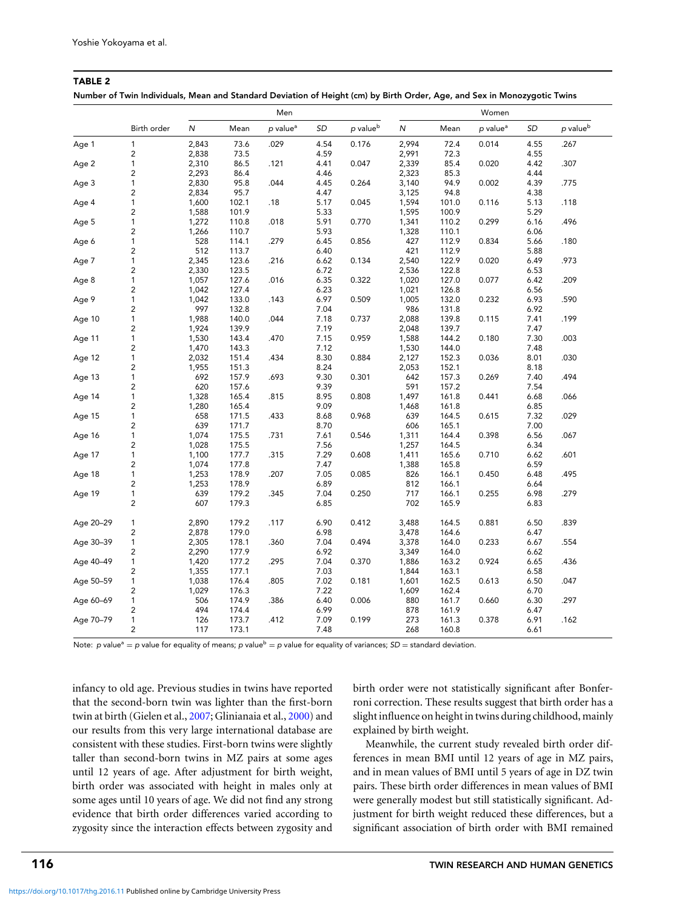**TABLE 2**

**Number of Twin Individuals, Mean and Standard Deviation of Height (cm) by Birth Order, Age, and Sex in Monozygotic Twins**

| | | Men | | | | | Women | | | | |
|---|---|---|---|---|---|---|---|---|---|---|---|
| | Birth order | *N* | Mean | *p* value[a] | *SD* | *p* value[b] | *N* | Mean | *p* value[a] | *SD* | *p* value[b] |
| Age 1 | 1 | 2,843 | 73.6 | .029 | 4.54 | 0.176 | 2,994 | 72.4 | 0.014 | 4.55 | .267 |
| | 2 | 2,838 | 73.5 | | 4.59 | | 2,991 | 72.3 | | 4.55 | |
| Age 2 | 1 | 2,310 | 86.5 | .121 | 4.41 | 0.047 | 2,339 | 85.4 | 0.020 | 4.42 | .307 |
| | 2 | 2,293 | 86.4 | | 4.46 | | 2,323 | 85.3 | | 4.44 | |
| Age 3 | 1 | 2,830 | 95.8 | .044 | 4.45 | 0.264 | 3,140 | 94.9 | 0.002 | 4.39 | .775 |
| | 2 | 2,834 | 95.7 | | 4.47 | | 3,125 | 94.8 | | 4.38 | |
| Age 4 | 1 | 1,600 | 102.1 | .18 | 5.17 | 0.045 | 1,594 | 101.0 | 0.116 | 5.13 | .118 |
| | 2 | 1,588 | 101.9 | | 5.33 | | 1,595 | 100.9 | | 5.29 | |
| Age 5 | 1 | 1,272 | 110.8 | .018 | 5.91 | 0.770 | 1,341 | 110.2 | 0.299 | 6.16 | .496 |
| | 2 | 1,266 | 110.7 | | 5.93 | | 1,328 | 110.1 | | 6.06 | |
| Age 6 | 1 | 528 | 114.1 | .279 | 6.45 | 0.856 | 427 | 112.9 | 0.834 | 5.66 | .180 |
| | 2 | 512 | 113.7 | | 6.40 | | 421 | 112.9 | | 5.88 | |
| Age 7 | 1 | 2,345 | 123.6 | .216 | 6.62 | 0.134 | 2,540 | 122.9 | 0.020 | 6.49 | .973 |
| | 2 | 2,330 | 123.5 | | 6.72 | | 2,536 | 122.8 | | 6.53 | |
| Age 8 | 1 | 1,057 | 127.6 | .016 | 6.35 | 0.322 | 1,020 | 127.0 | 0.077 | 6.42 | .209 |
| | 2 | 1,042 | 127.4 | | 6.23 | | 1,021 | 126.8 | | 6.56 | |
| Age 9 | 1 | 1,042 | 133.0 | .143 | 6.97 | 0.509 | 1,005 | 132.0 | 0.232 | 6.93 | .590 |
| | 2 | 997 | 132.8 | | 7.04 | | 986 | 131.8 | | 6.92 | |
| Age 10 | 1 | 1,988 | 140.0 | .044 | 7.18 | 0.737 | 2,088 | 139.8 | 0.115 | 7.41 | .199 |
| | 2 | 1,924 | 139.9 | | 7.19 | | 2,048 | 139.7 | | 7.47 | |
| Age 11 | 1 | 1,530 | 143.4 | .470 | 7.15 | 0.959 | 1,588 | 144.2 | 0.180 | 7.30 | .003 |
| | 2 | 1,470 | 143.3 | | 7.12 | | 1,530 | 144.0 | | 7.48 | |
| Age 12 | 1 | 2,032 | 151.4 | .434 | 8.30 | 0.884 | 2,127 | 152.3 | 0.036 | 8.01 | .030 |
| | 2 | 1,955 | 151.3 | | 8.24 | | 2,053 | 152.1 | | 8.18 | |
| Age 13 | 1 | 692 | 157.9 | .693 | 9.30 | 0.301 | 642 | 157.3 | 0.269 | 7.40 | .494 |
| | 2 | 620 | 157.6 | | 9.39 | | 591 | 157.2 | | 7.54 | |
| Age 14 | 1 | 1,328 | 165.4 | .815 | 8.95 | 0.808 | 1,497 | 161.8 | 0.441 | 6.68 | .066 |
| | 2 | 1,280 | 165.4 | | 9.09 | | 1,468 | 161.8 | | 6.85 | |
| Age 15 | 1 | 658 | 171.5 | .433 | 8.68 | 0.968 | 639 | 164.5 | 0.615 | 7.32 | .029 |
| | 2 | 639 | 171.7 | | 8.70 | | 606 | 165.1 | | 7.00 | |
| Age 16 | 1 | 1,074 | 175.5 | .731 | 7.61 | 0.546 | 1,311 | 164.4 | 0.398 | 6.56 | .067 |
| | 2 | 1,028 | 175.5 | | 7.56 | | 1,257 | 164.5 | | 6.34 | |
| Age 17 | 1 | 1,100 | 177.7 | .315 | 7.29 | 0.608 | 1,411 | 165.6 | 0.710 | 6.62 | .601 |
| | 2 | 1,074 | 177.8 | | 7.47 | | 1,388 | 165.8 | | 6.59 | |
| Age 18 | 1 | 1,253 | 178.9 | .207 | 7.05 | 0.085 | 826 | 166.1 | 0.450 | 6.48 | .495 |
| | 2 | 1,253 | 178.9 | | 6.89 | | 812 | 166.1 | | 6.64 | |
| Age 19 | 1 | 639 | 179.2 | .345 | 7.04 | 0.250 | 717 | 166.1 | 0.255 | 6.98 | .279 |
| | 2 | 607 | 179.3 | | 6.85 | | 702 | 165.9 | | 6.83 | |
| Age 20–29 | 1 | 2,890 | 179.2 | .117 | 6.90 | 0.412 | 3,488 | 164.5 | 0.881 | 6.50 | .839 |
| | 2 | 2,878 | 179.0 | | 6.98 | | 3,478 | 164.6 | | 6.47 | |
| Age 30–39 | 1 | 2,305 | 178.1 | .360 | 7.04 | 0.494 | 3,378 | 164.0 | 0.233 | 6.67 | .554 |
| | 2 | 2,290 | 177.9 | | 6.92 | | 3,349 | 164.0 | | 6.62 | |
| Age 40–49 | 1 | 1,420 | 177.2 | .295 | 7.04 | 0.370 | 1,886 | 163.2 | 0.924 | 6.65 | .436 |
| | 2 | 1,355 | 177.1 | | 7.03 | | 1,844 | 163.1 | | 6.58 | |
| Age 50–59 | 1 | 1,038 | 176.4 | .805 | 7.02 | 0.181 | 1,601 | 162.5 | 0.613 | 6.50 | .047 |
| | 2 | 1,029 | 176.3 | | 7.22 | | 1,609 | 162.4 | | 6.70 | |
| Age 60–69 | 1 | 506 | 174.9 | .386 | 6.40 | 0.006 | 880 | 161.7 | 0.660 | 6.30 | .297 |
| | 2 | 494 | 174.4 | | 6.99 | | 878 | 161.9 | | 6.47 | |
| Age 70–79 | 1 | 126 | 173.7 | .412 | 7.09 | 0.199 | 273 | 161.3 | 0.378 | 6.91 | .162 |
| | 2 | 117 | 173.1 | | 7.48 | | 268 | 160.8 | | 6.61 | |

Note: *p* value[a] = *p* value for equality of means; *p* value[b] = *p* value for equality of variances; *SD* = standard deviation.

infancy to old age. Previous studies in twins have reported that the second-born twin was lighter than the first-born twin at birth (Gielen et al., 2007; Glinianaia et al., 2000) and our results from this very large international database are consistent with these studies. First-born twins were slightly taller than second-born twins in MZ pairs at some ages until 12 years of age. After adjustment for birth weight, birth order was associated with height in males only at some ages until 10 years of age. We did not find any strong evidence that birth order differences varied according to zygosity since the interaction effects between zygosity and birth order were not statistically significant after Bonferroni correction. These results suggest that birth order has a slight influence on height in twins during childhood, mainly explained by birth weight.

Meanwhile, the current study revealed birth order differences in mean BMI until 12 years of age in MZ pairs, and in mean values of BMI until 5 years of age in DZ twin pairs. These birth order differences in mean values of BMI were generally modest but still statistically significant. Adjustment for birth weight reduced these differences, but a significant association of birth order with BMI remained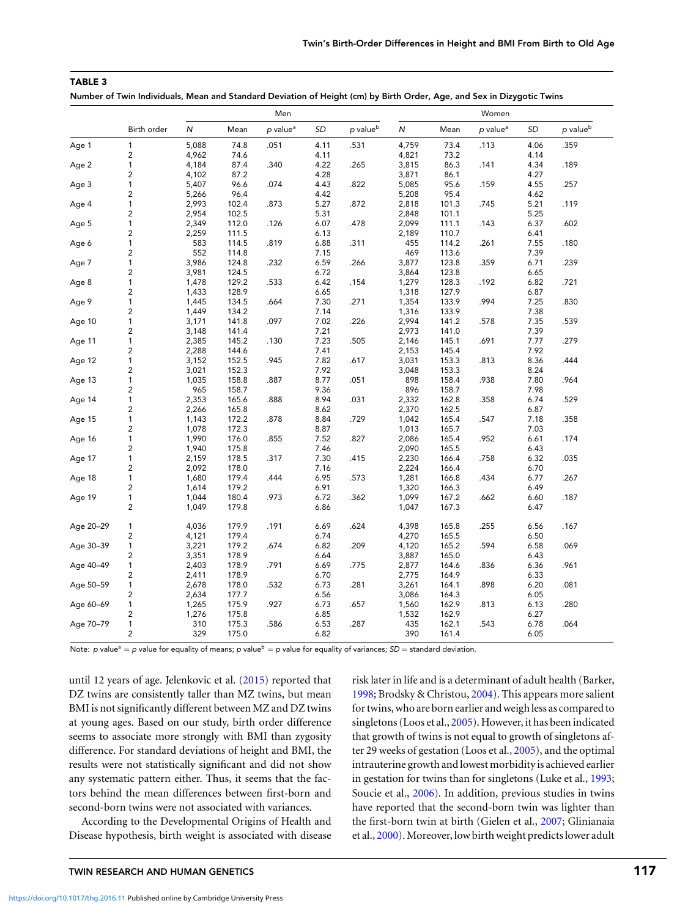**TABLE 3**

**Number of Twin Individuals, Mean and Standard Deviation of Height (cm) by Birth Order, Age, and Sex in Dizygotic Twins**

| | | Men | | | | | Women | | | | |
|---|---|---|---|---|---|---|---|---|---|---|---|
| | Birth order | N | Mean | p value[a] | SD | p value[b] | N | Mean | p value[a] | SD | p value[b] |
| Age 1 | 1 | 5,088 | 74.8 | .051 | 4.11 | .531 | 4,759 | 73.4 | .113 | 4.06 | .359 |
| | 2 | 4,962 | 74.6 | | 4.11 | | 4,821 | 73.2 | | 4.14 | |
| Age 2 | 1 | 4,184 | 87.4 | .340 | 4.22 | .265 | 3,815 | 86.3 | .141 | 4.34 | .189 |
| | 2 | 4,102 | 87.2 | | 4.28 | | 3,871 | 86.1 | | 4.27 | |
| Age 3 | 1 | 5,407 | 96.6 | .074 | 4.43 | .822 | 5,085 | 95.6 | .159 | 4.55 | .257 |
| | 2 | 5,266 | 96.4 | | 4.42 | | 5,208 | 95.4 | | 4.62 | |
| Age 4 | 1 | 2,993 | 102.4 | .873 | 5.27 | .872 | 2,818 | 101.3 | .745 | 5.21 | .119 |
| | 2 | 2,954 | 102.5 | | 5.31 | | 2,848 | 101.1 | | 5.25 | |
| Age 5 | 1 | 2,349 | 112.0 | .126 | 6.07 | .478 | 2,099 | 111.1 | .143 | 6.37 | .602 |
| | 2 | 2,259 | 111.5 | | 6.13 | | 2,189 | 110.7 | | 6.41 | |
| Age 6 | 1 | 583 | 114.5 | .819 | 6.88 | .311 | 455 | 114.2 | .261 | 7.55 | .180 |
| | 2 | 552 | 114.8 | | 7.15 | | 469 | 113.6 | | 7.39 | |
| Age 7 | 1 | 3,986 | 124.8 | .232 | 6.59 | .266 | 3,877 | 123.8 | .359 | 6.71 | .239 |
| | 2 | 3,981 | 124.5 | | 6.72 | | 3,864 | 123.8 | | 6.65 | |
| Age 8 | 1 | 1,478 | 129.2 | .533 | 6.42 | .154 | 1,279 | 128.3 | .192 | 6.82 | .721 |
| | 2 | 1,433 | 128.9 | | 6.65 | | 1,318 | 127.9 | | 6.87 | |
| Age 9 | 1 | 1,445 | 134.5 | .664 | 7.30 | .271 | 1,354 | 133.9 | .994 | 7.25 | .830 |
| | 2 | 1,449 | 134.2 | | 7.14 | | 1,316 | 133.9 | | 7.38 | |
| Age 10 | 1 | 3,171 | 141.8 | .097 | 7.02 | .226 | 2,994 | 141.2 | .578 | 7.35 | .539 |
| | 2 | 3,148 | 141.4 | | 7.21 | | 2,973 | 141.0 | | 7.39 | |
| Age 11 | 1 | 2,385 | 145.2 | .130 | 7.23 | .505 | 2,146 | 145.1 | .691 | 7.77 | .279 |
| | 2 | 2,288 | 144.6 | | 7.41 | | 2,153 | 145.4 | | 7.92 | |
| Age 12 | 1 | 3,152 | 152.5 | .945 | 7.82 | .617 | 3,031 | 153.3 | .813 | 8.36 | .444 |
| | 2 | 3,021 | 152.3 | | 7.92 | | 3,048 | 153.3 | | 8.24 | |
| Age 13 | 1 | 1,035 | 158.8 | .887 | 8.77 | .051 | 898 | 158.4 | .938 | 7.80 | .964 |
| | 2 | 965 | 158.7 | | 9.36 | | 896 | 158.7 | | 7.98 | |
| Age 14 | 1 | 2,353 | 165.6 | .888 | 8.94 | .031 | 2,332 | 162.8 | .358 | 6.74 | .529 |
| | 2 | 2,266 | 165.8 | | 8.62 | | 2,370 | 162.5 | | 6.87 | |
| Age 15 | 1 | 1,143 | 172.2 | .878 | 8.84 | .729 | 1,042 | 165.4 | .547 | 7.18 | .358 |
| | 2 | 1,078 | 172.3 | | 8.87 | | 1,013 | 165.7 | | 7.03 | |
| Age 16 | 1 | 1,990 | 176.0 | .855 | 7.52 | .827 | 2,086 | 165.4 | .952 | 6.61 | .174 |
| | 2 | 1,940 | 175.8 | | 7.46 | | 2,090 | 165.5 | | 6.43 | |
| Age 17 | 1 | 2,159 | 178.5 | .317 | 7.30 | .415 | 2,230 | 166.4 | .758 | 6.32 | .035 |
| | 2 | 2,092 | 178.0 | | 7.16 | | 2,224 | 166.4 | | 6.70 | |
| Age 18 | 1 | 1,680 | 179.4 | .444 | 6.95 | .573 | 1,281 | 166.8 | .434 | 6.77 | .267 |
| | 2 | 1,614 | 179.2 | | 6.91 | | 1,320 | 166.3 | | 6.49 | |
| Age 19 | 1 | 1,044 | 180.4 | .973 | 6.72 | .362 | 1,099 | 167.2 | .662 | 6.60 | .187 |
| | 2 | 1,049 | 179.8 | | 6.86 | | 1,047 | 167.3 | | 6.47 | |
| Age 20–29 | 1 | 4,036 | 179.9 | .191 | 6.69 | .624 | 4,398 | 165.8 | .255 | 6.56 | .167 |
| | 2 | 4,121 | 179.4 | | 6.74 | | 4,270 | 165.5 | | 6.50 | |
| Age 30–39 | 1 | 3,221 | 179.2 | .674 | 6.82 | .209 | 4,120 | 165.2 | .594 | 6.58 | .069 |
| | 2 | 3,351 | 178.9 | | 6.64 | | 3,887 | 165.0 | | 6.43 | |
| Age 40–49 | 1 | 2,403 | 178.9 | .791 | 6.69 | .775 | 2,877 | 164.6 | .836 | 6.36 | .961 |
| | 2 | 2,411 | 178.9 | | 6.70 | | 2,775 | 164.9 | | 6.33 | |
| Age 50–59 | 1 | 2,678 | 178.0 | .532 | 6.73 | .281 | 3,261 | 164.1 | .898 | 6.20 | .081 |
| | 2 | 2,634 | 177.7 | | 6.56 | | 3,086 | 164.3 | | 6.05 | |
| Age 60–69 | 1 | 1,265 | 175.9 | .927 | 6.73 | .657 | 1,560 | 162.9 | .813 | 6.13 | .280 |
| | 2 | 1,276 | 175.8 | | 6.85 | | 1,532 | 162.9 | | 6.27 | |
| Age 70–79 | 1 | 310 | 175.3 | .586 | 6.53 | .287 | 435 | 162.1 | .543 | 6.78 | .064 |
| | 2 | 329 | 175.0 | | 6.82 | | 390 | 161.4 | | 6.05 | |

Note: *p* value[a] = *p* value for equality of means; *p* value[b] = *p* value for equality of variances; *SD* = standard deviation.

until 12 years of age. Jelenkovic et al. (2015) reported that DZ twins are consistently taller than MZ twins, but mean BMI is not significantly different between MZ and DZ twins at young ages. Based on our study, birth order difference seems to associate more strongly with BMI than zygosity difference. For standard deviations of height and BMI, the results were not statistically significant and did not show any systematic pattern either. Thus, it seems that the factors behind the mean differences between first-born and second-born twins were not associated with variances.

According to the Developmental Origins of Health and Disease hypothesis, birth weight is associated with disease risk later in life and is a determinant of adult health (Barker, 1998; Brodsky & Christou, 2004). This appears more salient for twins, who are born earlier and weigh less as compared to singletons (Loos et al., 2005). However, it has been indicated that growth of twins is not equal to growth of singletons after 29 weeks of gestation (Loos et al., 2005), and the optimal intrauterine growth and lowest morbidity is achieved earlier in gestation for twins than for singletons (Luke et al., 1993; Soucie et al., 2006). In addition, previous studies in twins have reported that the second-born twin was lighter than the first-born twin at birth (Gielen et al., 2007; Glinianaia et al., 2000). Moreover, low birth weight predicts lower adult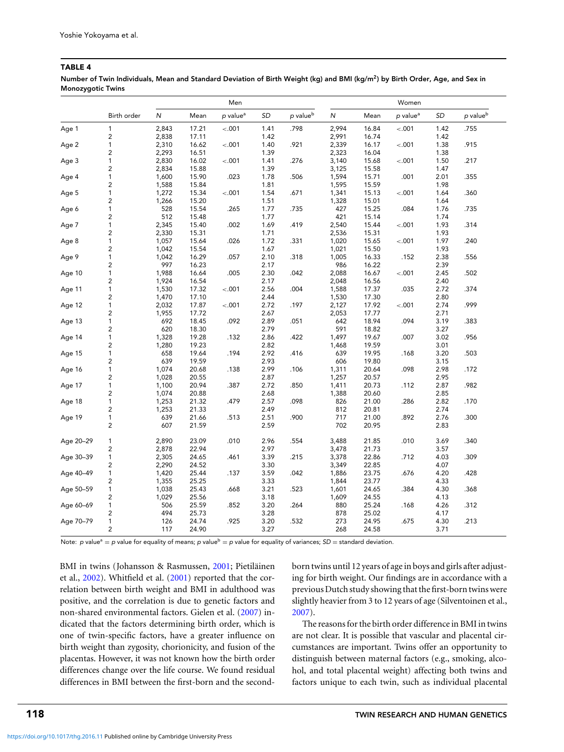**TABLE 4**

**Number of Twin Individuals, Mean and Standard Deviation of Birth Weight (kg) and BMI (kg/m²) by Birth Order, Age, and Sex in Monozygotic Twins**

| | | Men | | | | | Women | | | | |
|---|---|---|---|---|---|---|---|---|---|---|---|
| | Birth order | *N* | Mean | *p* value[a] | *SD* | *p* value[b] | *N* | Mean | *p* value[a] | *SD* | *p* value[b] |
| Age 1 | 1 | 2,843 | 17.21 | <.001 | 1.41 | .798 | 2,994 | 16.84 | <.001 | 1.42 | .755 |
| | 2 | 2,838 | 17.11 | | 1.42 | | 2,991 | 16.74 | | 1.42 | |
| Age 2 | 1 | 2,310 | 16.62 | <.001 | 1.40 | .921 | 2,339 | 16.17 | <.001 | 1.38 | .915 |
| | 2 | 2,293 | 16.51 | | 1.39 | | 2,323 | 16.04 | | 1.38 | |
| Age 3 | 1 | 2,830 | 16.02 | <.001 | 1.41 | .276 | 3,140 | 15.68 | <.001 | 1.50 | .217 |
| | 2 | 2,834 | 15.88 | | 1.39 | | 3,125 | 15.58 | | 1.47 | |
| Age 4 | 1 | 1,600 | 15.90 | .023 | 1.78 | .506 | 1,594 | 15.71 | .001 | 2.01 | .355 |
| | 2 | 1,588 | 15.84 | | 1.81 | | 1,595 | 15.59 | | 1.98 | |
| Age 5 | 1 | 1,272 | 15.34 | <.001 | 1.54 | .671 | 1,341 | 15.13 | <.001 | 1.64 | .360 |
| | 2 | 1,266 | 15.20 | | 1.51 | | 1,328 | 15.01 | | 1.64 | |
| Age 6 | 1 | 528 | 15.54 | .265 | 1.77 | .735 | 427 | 15.25 | .084 | 1.76 | .735 |
| | 2 | 512 | 15.48 | | 1.77 | | 421 | 15.14 | | 1.74 | |
| Age 7 | 1 | 2,345 | 15.40 | .002 | 1.69 | .419 | 2,540 | 15.44 | <.001 | 1.93 | .314 |
| | 2 | 2,330 | 15.31 | | 1.71 | | 2,536 | 15.31 | | 1.93 | |
| Age 8 | 1 | 1,057 | 15.64 | .026 | 1.72 | .331 | 1,020 | 15.65 | <.001 | 1.97 | .240 |
| | 2 | 1,042 | 15.54 | | 1.67 | | 1,021 | 15.50 | | 1.93 | |
| Age 9 | 1 | 1,042 | 16.29 | .057 | 2.10 | .318 | 1,005 | 16.33 | .152 | 2.38 | .556 |
| | 2 | 997 | 16.23 | | 2.17 | | 986 | 16.22 | | 2.39 | |
| Age 10 | 1 | 1,988 | 16.64 | .005 | 2.30 | .042 | 2,088 | 16.67 | <.001 | 2.45 | .502 |
| | 2 | 1,924 | 16.54 | | 2.17 | | 2,048 | 16.56 | | 2.40 | |
| Age 11 | 1 | 1,530 | 17.32 | <.001 | 2.56 | .004 | 1,588 | 17.37 | .035 | 2.72 | .374 |
| | 2 | 1,470 | 17.10 | | 2.44 | | 1,530 | 17.30 | | 2.80 | |
| Age 12 | 1 | 2,032 | 17.87 | <.001 | 2.72 | .197 | 2,127 | 17.92 | <.001 | 2.74 | .999 |
| | 2 | 1,955 | 17.72 | | 2.67 | | 2,053 | 17.77 | | 2.71 | |
| Age 13 | 1 | 692 | 18.45 | .092 | 2.89 | .051 | 642 | 18.94 | .094 | 3.19 | .383 |
| | 2 | 620 | 18.30 | | 2.79 | | 591 | 18.82 | | 3.27 | |
| Age 14 | 1 | 1,328 | 19.28 | .132 | 2.86 | .422 | 1,497 | 19.67 | .007 | 3.02 | .956 |
| | 2 | 1,280 | 19.23 | | 2.82 | | 1,468 | 19.59 | | 3.01 | |
| Age 15 | 1 | 658 | 19.64 | .194 | 2.92 | .416 | 639 | 19.95 | .168 | 3.20 | .503 |
| | 2 | 639 | 19.59 | | 2.93 | | 606 | 19.80 | | 3.15 | |
| Age 16 | 1 | 1,074 | 20.68 | .138 | 2.99 | .106 | 1,311 | 20.64 | .098 | 2.98 | .172 |
| | 2 | 1,028 | 20.55 | | 2.87 | | 1,257 | 20.57 | | 2.95 | |
| Age 17 | 1 | 1,100 | 20.94 | .387 | 2.72 | .850 | 1,411 | 20.73 | .112 | 2.87 | .982 |
| | 2 | 1,074 | 20.88 | | 2.68 | | 1,388 | 20.60 | | 2.85 | |
| Age 18 | 1 | 1,253 | 21.32 | .479 | 2.57 | .098 | 826 | 21.00 | .286 | 2.82 | .170 |
| | 2 | 1,253 | 21.33 | | 2.49 | | 812 | 20.81 | | 2.74 | |
| Age 19 | 1 | 639 | 21.66 | .513 | 2.51 | .900 | 717 | 21.00 | .892 | 2.76 | .300 |
| | 2 | 607 | 21.59 | | 2.59 | | 702 | 20.95 | | 2.83 | |
| Age 20–29 | 1 | 2,890 | 23.09 | .010 | 2.96 | .554 | 3,488 | 21.85 | .010 | 3.69 | .340 |
| | 2 | 2,878 | 22.94 | | 2.97 | | 3,478 | 21.73 | | 3.57 | |
| Age 30–39 | 1 | 2,305 | 24.65 | .461 | 3.39 | .215 | 3,378 | 22.86 | .712 | 4.03 | .309 |
| | 2 | 2,290 | 24.52 | | 3.30 | | 3,349 | 22.85 | | 4.07 | |
| Age 40–49 | 1 | 1,420 | 25.44 | .137 | 3.59 | .042 | 1,886 | 23.75 | .676 | 4.20 | .428 |
| | 2 | 1,355 | 25.25 | | 3.33 | | 1,844 | 23.77 | | 4.33 | |
| Age 50–59 | 1 | 1,038 | 25.43 | .668 | 3.21 | .523 | 1,601 | 24.65 | .384 | 4.30 | .368 |
| | 2 | 1,029 | 25.56 | | 3.18 | | 1,609 | 24.55 | | 4.13 | |
| Age 60–69 | 1 | 506 | 25.59 | .852 | 3.20 | .264 | 880 | 25.24 | .168 | 4.26 | .312 |
| | 2 | 494 | 25.73 | | 3.28 | | 878 | 25.02 | | 4.17 | |
| Age 70–79 | 1 | 126 | 24.74 | .925 | 3.20 | .532 | 273 | 24.95 | .675 | 4.30 | .213 |
| | 2 | 117 | 24.90 | | 3.27 | | 268 | 24.58 | | 3.71 | |

Note: *p* value[a] = *p* value for equality of means; *p* value[b] = *p* value for equality of variances; *SD* = standard deviation.

BMI in twins (Johansson & Rasmussen, 2001; Pietiläinen et al., 2002). Whitfield et al. (2001) reported that the correlation between birth weight and BMI in adulthood was positive, and the correlation is due to genetic factors and non-shared environmental factors. Gielen et al. (2007) indicated that the factors determining birth order, which is one of twin-specific factors, have a greater influence on birth weight than zygosity, chorionicity, and fusion of the placentas. However, it was not known how the birth order differences change over the life course. We found residual differences in BMI between the first-born and the second-born twins until 12 years of age in boys and girls after adjusting for birth weight. Our findings are in accordance with a previous Dutch study showing that the first-born twins were slightly heavier from 3 to 12 years of age (Silventoinen et al., 2007).

The reasons for the birth order difference in BMI in twins are not clear. It is possible that vascular and placental circumstances are important. Twins offer an opportunity to distinguish between maternal factors (e.g., smoking, alcohol, and total placental weight) affecting both twins and factors unique to each twin, such as individual placental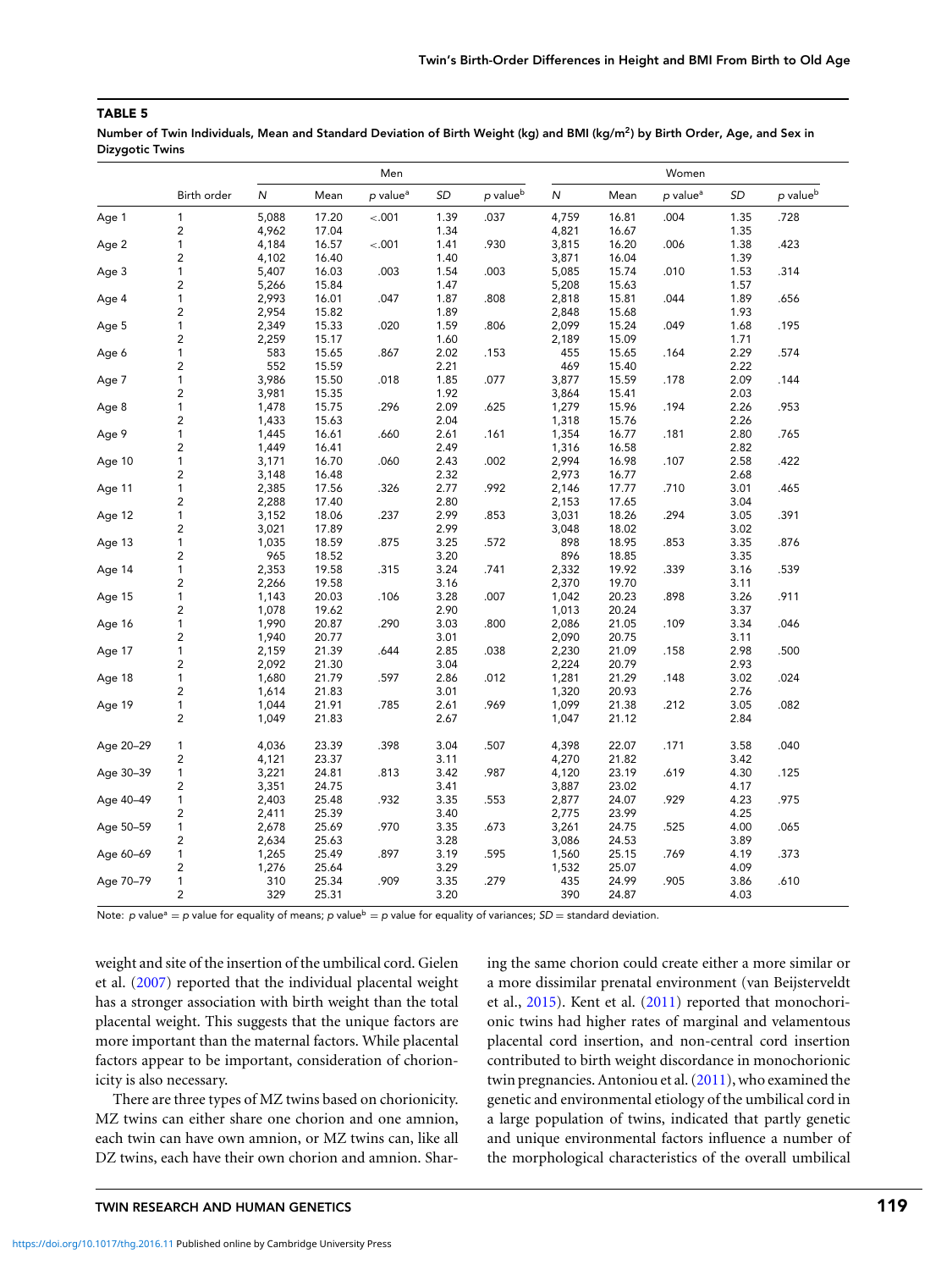**TABLE 5**

**Number of Twin Individuals, Mean and Standard Deviation of Birth Weight (kg) and BMI (kg/m²) by Birth Order, Age, and Sex in Dizygotic Twins**

| | | Men | | | | | Women | | | | |
|---|---|---|---|---|---|---|---|---|---|---|---|
| | Birth order | N | Mean | p value[a] | SD | p value[b] | N | Mean | p value[a] | SD | p value[b] |
| Age 1 | 1 | 5,088 | 17.20 | <.001 | 1.39 | .037 | 4,759 | 16.81 | .004 | 1.35 | .728 |
| | 2 | 4,962 | 17.04 | | 1.34 | | 4,821 | 16.67 | | 1.35 | |
| Age 2 | 1 | 4,184 | 16.57 | <.001 | 1.41 | .930 | 3,815 | 16.20 | .006 | 1.38 | .423 |
| | 2 | 4,102 | 16.40 | | 1.40 | | 3,871 | 16.04 | | 1.39 | |
| Age 3 | 1 | 5,407 | 16.03 | .003 | 1.54 | .003 | 5,085 | 15.74 | .010 | 1.53 | .314 |
| | 2 | 5,266 | 15.84 | | 1.47 | | 5,208 | 15.63 | | 1.57 | |
| Age 4 | 1 | 2,993 | 16.01 | .047 | 1.87 | .808 | 2,818 | 15.81 | .044 | 1.89 | .656 |
| | 2 | 2,954 | 15.82 | | 1.89 | | 2,848 | 15.68 | | 1.93 | |
| Age 5 | 1 | 2,349 | 15.33 | .020 | 1.59 | .806 | 2,099 | 15.24 | .049 | 1.68 | .195 |
| | 2 | 2,259 | 15.17 | | 1.60 | | 2,189 | 15.09 | | 1.71 | |
| Age 6 | 1 | 583 | 15.65 | .867 | 2.02 | .153 | 455 | 15.65 | .164 | 2.29 | .574 |
| | 2 | 552 | 15.59 | | 2.21 | | 469 | 15.40 | | 2.22 | |
| Age 7 | 1 | 3,986 | 15.50 | .018 | 1.85 | .077 | 3,877 | 15.59 | .178 | 2.09 | .144 |
| | 2 | 3,981 | 15.35 | | 1.92 | | 3,864 | 15.41 | | 2.03 | |
| Age 8 | 1 | 1,478 | 15.75 | .296 | 2.09 | .625 | 1,279 | 15.96 | .194 | 2.26 | .953 |
| | 2 | 1,433 | 15.63 | | 2.04 | | 1,318 | 15.76 | | 2.26 | |
| Age 9 | 1 | 1,445 | 16.61 | .660 | 2.61 | .161 | 1,354 | 16.77 | .181 | 2.80 | .765 |
| | 2 | 1,449 | 16.41 | | 2.49 | | 1,316 | 16.58 | | 2.82 | |
| Age 10 | 1 | 3,171 | 16.70 | .060 | 2.43 | .002 | 2,994 | 16.98 | .107 | 2.58 | .422 |
| | 2 | 3,148 | 16.48 | | 2.32 | | 2,973 | 16.77 | | 2.68 | |
| Age 11 | 1 | 2,385 | 17.56 | .326 | 2.77 | .992 | 2,146 | 17.77 | .710 | 3.01 | .465 |
| | 2 | 2,288 | 17.40 | | 2.80 | | 2,153 | 17.65 | | 3.04 | |
| Age 12 | 1 | 3,152 | 18.06 | .237 | 2.99 | .853 | 3,031 | 18.26 | .294 | 3.05 | .391 |
| | 2 | 3,021 | 17.89 | | 2.99 | | 3,048 | 18.02 | | 3.02 | |
| Age 13 | 1 | 1,035 | 18.59 | .875 | 3.25 | .572 | 898 | 18.95 | .853 | 3.35 | .876 |
| | 2 | 965 | 18.52 | | 3.20 | | 896 | 18.85 | | 3.35 | |
| Age 14 | 1 | 2,353 | 19.58 | .315 | 3.24 | .741 | 2,332 | 19.92 | .339 | 3.16 | .539 |
| | 2 | 2,266 | 19.58 | | 3.16 | | 2,370 | 19.70 | | 3.11 | |
| Age 15 | 1 | 1,143 | 20.03 | .106 | 3.28 | .007 | 1,042 | 20.23 | .898 | 3.26 | .911 |
| | 2 | 1,078 | 19.62 | | 2.90 | | 1,013 | 20.24 | | 3.37 | |
| Age 16 | 1 | 1,990 | 20.87 | .290 | 3.03 | .800 | 2,086 | 21.05 | .109 | 3.34 | .046 |
| | 2 | 1,940 | 20.77 | | 3.01 | | 2,090 | 20.75 | | 3.11 | |
| Age 17 | 1 | 2,159 | 21.39 | .644 | 2.85 | .038 | 2,230 | 21.09 | .158 | 2.98 | .500 |
| | 2 | 2,092 | 21.30 | | 3.04 | | 2,224 | 20.79 | | 2.93 | |
| Age 18 | 1 | 1,680 | 21.79 | .597 | 2.86 | .012 | 1,281 | 21.29 | .148 | 3.02 | .024 |
| | 2 | 1,614 | 21.83 | | 3.01 | | 1,320 | 20.93 | | 2.76 | |
| Age 19 | 1 | 1,044 | 21.91 | .785 | 2.61 | .969 | 1,099 | 21.38 | .212 | 3.05 | .082 |
| | 2 | 1,049 | 21.83 | | 2.67 | | 1,047 | 21.12 | | 2.84 | |
| Age 20–29 | 1 | 4,036 | 23.39 | .398 | 3.04 | .507 | 4,398 | 22.07 | .171 | 3.58 | .040 |
| | 2 | 4,121 | 23.37 | | 3.11 | | 4,270 | 21.82 | | 3.42 | |
| Age 30–39 | 1 | 3,221 | 24.81 | .813 | 3.42 | .987 | 4,120 | 23.19 | .619 | 4.30 | .125 |
| | 2 | 3,351 | 24.75 | | 3.41 | | 3,887 | 23.02 | | 4.17 | |
| Age 40–49 | 1 | 2,403 | 25.48 | .932 | 3.35 | .553 | 2,877 | 24.07 | .929 | 4.23 | .975 |
| | 2 | 2,411 | 25.39 | | 3.40 | | 2,775 | 23.99 | | 4.25 | |
| Age 50–59 | 1 | 2,678 | 25.69 | .970 | 3.35 | .673 | 3,261 | 24.75 | .525 | 4.00 | .065 |
| | 2 | 2,634 | 25.63 | | 3.28 | | 3,086 | 24.53 | | 3.89 | |
| Age 60–69 | 1 | 1,265 | 25.49 | .897 | 3.19 | .595 | 1,560 | 25.15 | .769 | 4.19 | .373 |
| | 2 | 1,276 | 25.64 | | 3.29 | | 1,532 | 25.07 | | 4.09 | |
| Age 70–79 | 1 | 310 | 25.34 | .909 | 3.35 | .279 | 435 | 24.99 | .905 | 3.86 | .610 |
| | 2 | 329 | 25.31 | | 3.20 | | 390 | 24.87 | | 4.03 | |

Note: p value[a] = p value for equality of means; p value[b] = p value for equality of variances; SD = standard deviation.

weight and site of the insertion of the umbilical cord. Gielen et al. (2007) reported that the individual placental weight has a stronger association with birth weight than the total placental weight. This suggests that the unique factors are more important than the maternal factors. While placental factors appear to be important, consideration of chorionicity is also necessary.

There are three types of MZ twins based on chorionicity. MZ twins can either share one chorion and one amnion, each twin can have own amnion, or MZ twins can, like all DZ twins, each have their own chorion and amnion. Sharing the same chorion could create either a more similar or a more dissimilar prenatal environment (van Beijsterveldt et al., 2015). Kent et al. (2011) reported that monochorionic twins had higher rates of marginal and velamentous placental cord insertion, and non-central cord insertion contributed to birth weight discordance in monochorionic twin pregnancies. Antoniou et al. (2011), who examined the genetic and environmental etiology of the umbilical cord in a large population of twins, indicated that partly genetic and unique environmental factors influence a number of the morphological characteristics of the overall umbilical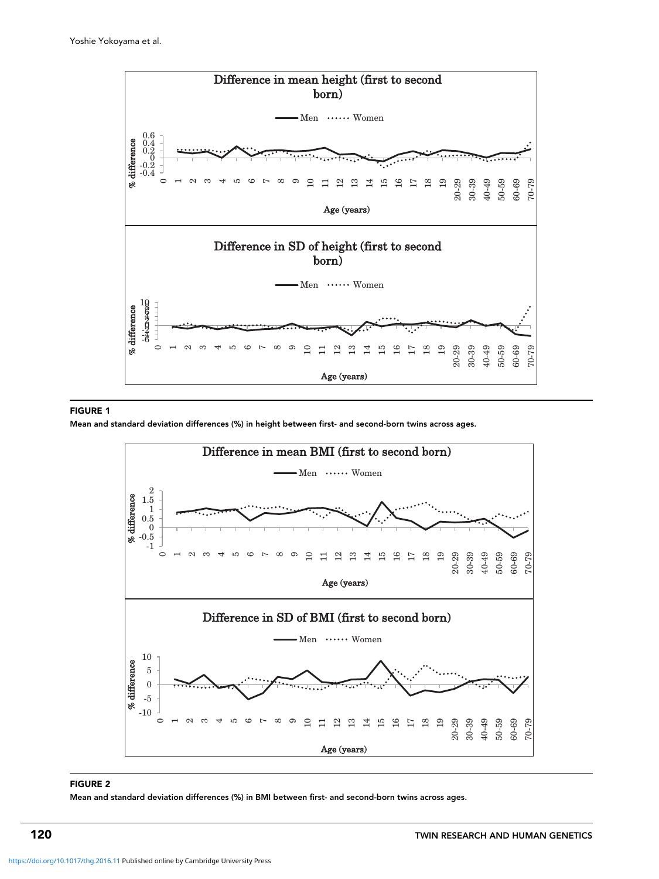FIGURE 1

Mean and standard deviation differences (%) in height between first- and second-born twins across ages.

FIGURE 2

Mean and standard deviation differences (%) in BMI between first- and second-born twins across ages.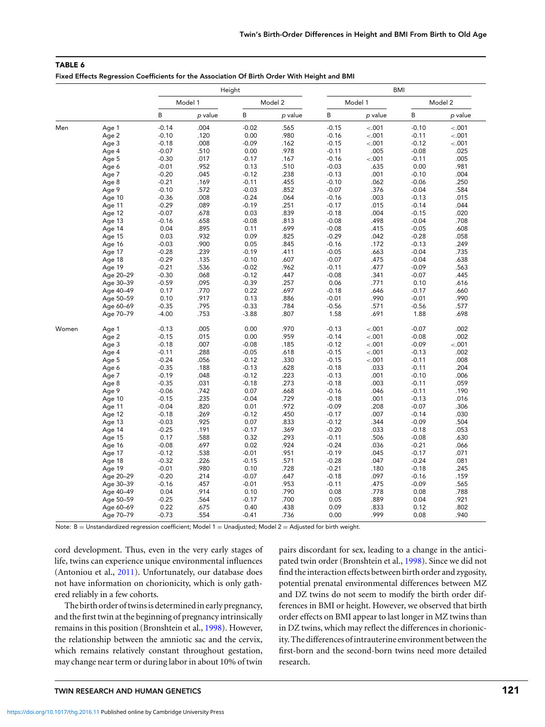**TABLE 6**

**Fixed Effects Regression Coefficients for the Association Of Birth Order With Height and BMI**

| | | Height | | | | BMI | | | |
|---|---|---|---|---|---|---|---|---|---|
| | | Model 1 | | Model 2 | | Model 1 | | Model 2 | |
| | | B | *p* value | B | *p* value | B | *p* value | B | *p* value |
| Men | Age 1 | -0.14 | .004 | -0.02 | .565 | -0.15 | <.001 | -0.10 | <.001 |
| | Age 2 | -0.10 | .120 | 0.00 | .980 | -0.16 | <.001 | -0.11 | <.001 |
| | Age 3 | -0.18 | .008 | -0.09 | .162 | -0.15 | <.001 | -0.12 | <.001 |
| | Age 4 | -0.07 | .510 | 0.00 | .978 | -0.11 | .005 | -0.08 | .025 |
| | Age 5 | -0.30 | .017 | -0.17 | .167 | -0.16 | <.001 | -0.11 | .005 |
| | Age 6 | -0.01 | .952 | 0.13 | .510 | -0.03 | .635 | 0.00 | .981 |
| | Age 7 | -0.20 | .045 | -0.12 | .238 | -0.13 | .001 | -0.10 | .004 |
| | Age 8 | -0.21 | .169 | -0.11 | .455 | -0.10 | .062 | -0.06 | .250 |
| | Age 9 | -0.10 | .572 | -0.03 | .852 | -0.07 | .376 | -0.04 | .584 |
| | Age 10 | -0.36 | .008 | -0.24 | .064 | -0.16 | .003 | -0.13 | .015 |
| | Age 11 | -0.29 | .089 | -0.19 | .251 | -0.17 | .015 | -0.14 | .044 |
| | Age 12 | -0.07 | .678 | 0.03 | .839 | -0.18 | .004 | -0.15 | .020 |
| | Age 13 | -0.16 | .658 | -0.08 | .813 | -0.08 | .498 | -0.04 | .708 |
| | Age 14 | 0.04 | .895 | 0.11 | .699 | -0.08 | .415 | -0.05 | .608 |
| | Age 15 | 0.03 | .932 | 0.09 | .825 | -0.29 | .042 | -0.28 | .058 |
| | Age 16 | -0.03 | .900 | 0.05 | .845 | -0.16 | .172 | -0.13 | .249 |
| | Age 17 | -0.28 | .239 | -0.19 | .411 | -0.05 | .663 | -0.04 | .735 |
| | Age 18 | -0.29 | .135 | -0.10 | .607 | -0.07 | .475 | -0.04 | .638 |
| | Age 19 | -0.21 | .536 | -0.02 | .962 | -0.11 | .477 | -0.09 | .563 |
| | Age 20–29 | -0.30 | .068 | -0.12 | .447 | -0.08 | .341 | -0.07 | .445 |
| | Age 30–39 | -0.59 | .095 | -0.39 | .257 | 0.06 | .771 | 0.10 | .616 |
| | Age 40–49 | 0.17 | .770 | 0.22 | .697 | -0.18 | .646 | -0.17 | .660 |
| | Age 50–59 | 0.10 | .917 | 0.13 | .886 | -0.01 | .990 | -0.01 | .990 |
| | Age 60–69 | -0.35 | .795 | -0.33 | .784 | -0.56 | .571 | -0.56 | .577 |
| | Age 70–79 | -4.00 | .753 | -3.88 | .807 | 1.58 | .691 | 1.88 | .698 |
| Women | Age 1 | -0.13 | .005 | 0.00 | .970 | -0.13 | <.001 | -0.07 | .002 |
| | Age 2 | -0.15 | .015 | 0.00 | .959 | -0.14 | <.001 | -0.08 | .002 |
| | Age 3 | -0.18 | .007 | -0.08 | .185 | -0.12 | <.001 | -0.09 | <.001 |
| | Age 4 | -0.11 | .288 | -0.05 | .618 | -0.15 | <.001 | -0.13 | .002 |
| | Age 5 | -0.24 | .056 | -0.12 | .330 | -0.15 | <.001 | -0.11 | .008 |
| | Age 6 | -0.35 | .188 | -0.13 | .628 | -0.18 | .033 | -0.11 | .204 |
| | Age 7 | -0.19 | .048 | -0.12 | .223 | -0.13 | .001 | -0.10 | .006 |
| | Age 8 | -0.35 | .031 | -0.18 | .273 | -0.18 | .003 | -0.11 | .059 |
| | Age 9 | -0.06 | .742 | 0.07 | .668 | -0.16 | .046 | -0.11 | .190 |
| | Age 10 | -0.15 | .235 | -0.04 | .729 | -0.18 | .001 | -0.13 | .016 |
| | Age 11 | -0.04 | .820 | 0.01 | .972 | -0.09 | .208 | -0.07 | .306 |
| | Age 12 | -0.18 | .269 | -0.12 | .450 | -0.17 | .007 | -0.14 | .030 |
| | Age 13 | -0.03 | .925 | 0.07 | .833 | -0.12 | .344 | -0.09 | .504 |
| | Age 14 | -0.25 | .191 | -0.17 | .369 | -0.20 | .033 | -0.18 | .053 |
| | Age 15 | 0.17 | .588 | 0.32 | .293 | -0.11 | .506 | -0.08 | .630 |
| | Age 16 | -0.08 | .697 | 0.02 | .924 | -0.24 | .036 | -0.21 | .066 |
| | Age 17 | -0.12 | .538 | -0.01 | .951 | -0.19 | .045 | -0.17 | .071 |
| | Age 18 | -0.32 | .226 | -0.15 | .571 | -0.28 | .047 | -0.24 | .081 |
| | Age 19 | -0.01 | .980 | 0.10 | .728 | -0.21 | .180 | -0.18 | .245 |
| | Age 20–29 | -0.20 | .214 | -0.07 | .647 | -0.18 | .097 | -0.16 | .159 |
| | Age 30–39 | -0.16 | .457 | -0.01 | .953 | -0.11 | .475 | -0.09 | .565 |
| | Age 40–49 | 0.04 | .914 | 0.10 | .790 | 0.08 | .778 | 0.08 | .788 |
| | Age 50–59 | -0.25 | .564 | -0.17 | .700 | 0.05 | .889 | 0.04 | .921 |
| | Age 60–69 | 0.22 | .675 | 0.40 | .438 | 0.09 | .833 | 0.12 | .802 |
| | Age 70–79 | -0.73 | .554 | -0.41 | .736 | 0.00 | .999 | 0.08 | .940 |

Note: B = Unstandardized regression coefficient; Model 1 = Unadjusted; Model 2 = Adjusted for birth weight.

cord development. Thus, even in the very early stages of life, twins can experience unique environmental influences (Antoniou et al., 2011). Unfortunately, our database does not have information on chorionicity, which is only gathered reliably in a few cohorts.

The birth order of twins is determined in early pregnancy, and the first twin at the beginning of pregnancy intrinsically remains in this position (Bronshtein et al., 1998). However, the relationship between the amniotic sac and the cervix, which remains relatively constant throughout gestation, may change near term or during labor in about 10% of twin pairs discordant for sex, leading to a change in the anticipated twin order (Bronshtein et al., 1998). Since we did not find the interaction effects between birth order and zygosity, potential prenatal environmental differences between MZ and DZ twins do not seem to modify the birth order differences in BMI or height. However, we observed that birth order effects on BMI appear to last longer in MZ twins than in DZ twins, which may reflect the differences in chorionicity. The differences of intrauterine environment between the first-born and the second-born twins need more detailed research.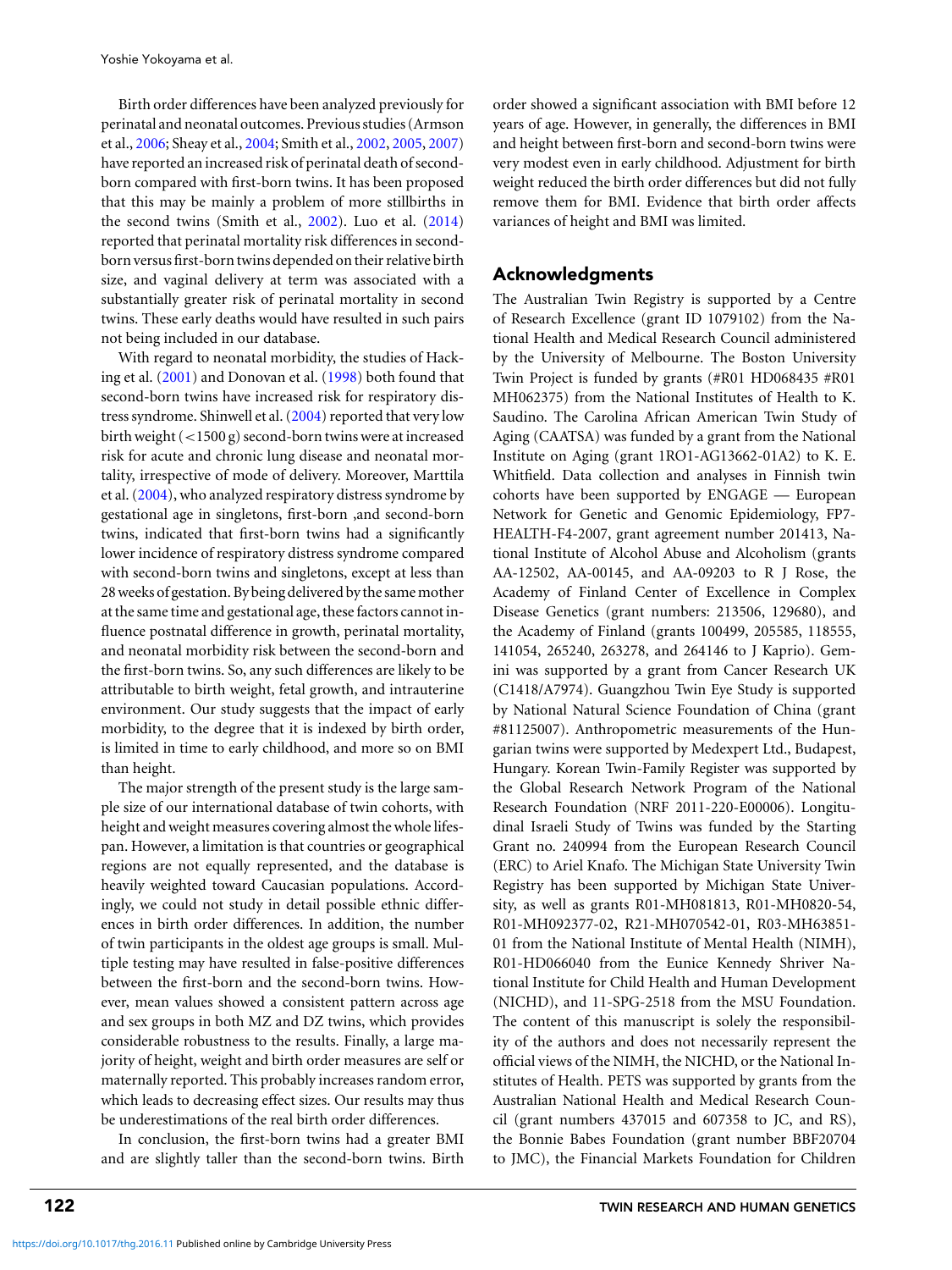Birth order differences have been analyzed previously for perinatal and neonatal outcomes. Previous studies (Armson et al., 2006; Sheay et al., 2004; Smith et al., 2002, 2005, 2007) have reported an increased risk of perinatal death of second-born compared with first-born twins. It has been proposed that this may be mainly a problem of more stillbirths in the second twins (Smith et al., 2002). Luo et al. (2014) reported that perinatal mortality risk differences in second-born versus first-born twins depended on their relative birth size, and vaginal delivery at term was associated with a substantially greater risk of perinatal mortality in second twins. These early deaths would have resulted in such pairs not being included in our database.

With regard to neonatal morbidity, the studies of Hacking et al. (2001) and Donovan et al. (1998) both found that second-born twins have increased risk for respiratory distress syndrome. Shinwell et al. (2004) reported that very low birth weight (<1500 g) second-born twins were at increased risk for acute and chronic lung disease and neonatal mortality, irrespective of mode of delivery. Moreover, Marttila et al. (2004), who analyzed respiratory distress syndrome by gestational age in singletons, first-born ,and second-born twins, indicated that first-born twins had a significantly lower incidence of respiratory distress syndrome compared with second-born twins and singletons, except at less than 28 weeks of gestation. By being delivered by the same mother at the same time and gestational age, these factors cannot influence postnatal difference in growth, perinatal mortality, and neonatal morbidity risk between the second-born and the first-born twins. So, any such differences are likely to be attributable to birth weight, fetal growth, and intrauterine environment. Our study suggests that the impact of early morbidity, to the degree that it is indexed by birth order, is limited in time to early childhood, and more so on BMI than height.

The major strength of the present study is the large sample size of our international database of twin cohorts, with height and weight measures covering almost the whole lifespan. However, a limitation is that countries or geographical regions are not equally represented, and the database is heavily weighted toward Caucasian populations. Accordingly, we could not study in detail possible ethnic differences in birth order differences. In addition, the number of twin participants in the oldest age groups is small. Multiple testing may have resulted in false-positive differences between the first-born and the second-born twins. However, mean values showed a consistent pattern across age and sex groups in both MZ and DZ twins, which provides considerable robustness to the results. Finally, a large majority of height, weight and birth order measures are self or maternally reported. This probably increases random error, which leads to decreasing effect sizes. Our results may thus be underestimations of the real birth order differences.

In conclusion, the first-born twins had a greater BMI and are slightly taller than the second-born twins. Birth order showed a significant association with BMI before 12 years of age. However, in generally, the differences in BMI and height between first-born and second-born twins were very modest even in early childhood. Adjustment for birth weight reduced the birth order differences but did not fully remove them for BMI. Evidence that birth order affects variances of height and BMI was limited.

## Acknowledgments

The Australian Twin Registry is supported by a Centre of Research Excellence (grant ID 1079102) from the National Health and Medical Research Council administered by the University of Melbourne. The Boston University Twin Project is funded by grants (#R01 HD068435 #R01 MH062375) from the National Institutes of Health to K. Saudino. The Carolina African American Twin Study of Aging (CAATSA) was funded by a grant from the National Institute on Aging (grant 1RO1-AG13662-01A2) to K. E. Whitfield. Data collection and analyses in Finnish twin cohorts have been supported by ENGAGE — European Network for Genetic and Genomic Epidemiology, FP7-HEALTH-F4-2007, grant agreement number 201413, National Institute of Alcohol Abuse and Alcoholism (grants AA-12502, AA-00145, and AA-09203 to R J Rose, the Academy of Finland Center of Excellence in Complex Disease Genetics (grant numbers: 213506, 129680), and the Academy of Finland (grants 100499, 205585, 118555, 141054, 265240, 263278, and 264146 to J Kaprio). Gemini was supported by a grant from Cancer Research UK (C1418/A7974). Guangzhou Twin Eye Study is supported by National Natural Science Foundation of China (grant #81125007). Anthropometric measurements of the Hungarian twins were supported by Medexpert Ltd., Budapest, Hungary. Korean Twin-Family Register was supported by the Global Research Network Program of the National Research Foundation (NRF 2011-220-E00006). Longitudinal Israeli Study of Twins was funded by the Starting Grant no. 240994 from the European Research Council (ERC) to Ariel Knafo. The Michigan State University Twin Registry has been supported by Michigan State University, as well as grants R01-MH081813, R01-MH0820-54, R01-MH092377-02, R21-MH070542-01, R03-MH63851-01 from the National Institute of Mental Health (NIMH), R01-HD066040 from the Eunice Kennedy Shriver National Institute for Child Health and Human Development (NICHD), and 11-SPG-2518 from the MSU Foundation. The content of this manuscript is solely the responsibility of the authors and does not necessarily represent the official views of the NIMH, the NICHD, or the National Institutes of Health. PETS was supported by grants from the Australian National Health and Medical Research Council (grant numbers 437015 and 607358 to JC, and RS), the Bonnie Babes Foundation (grant number BBF20704 to JMC), the Financial Markets Foundation for Children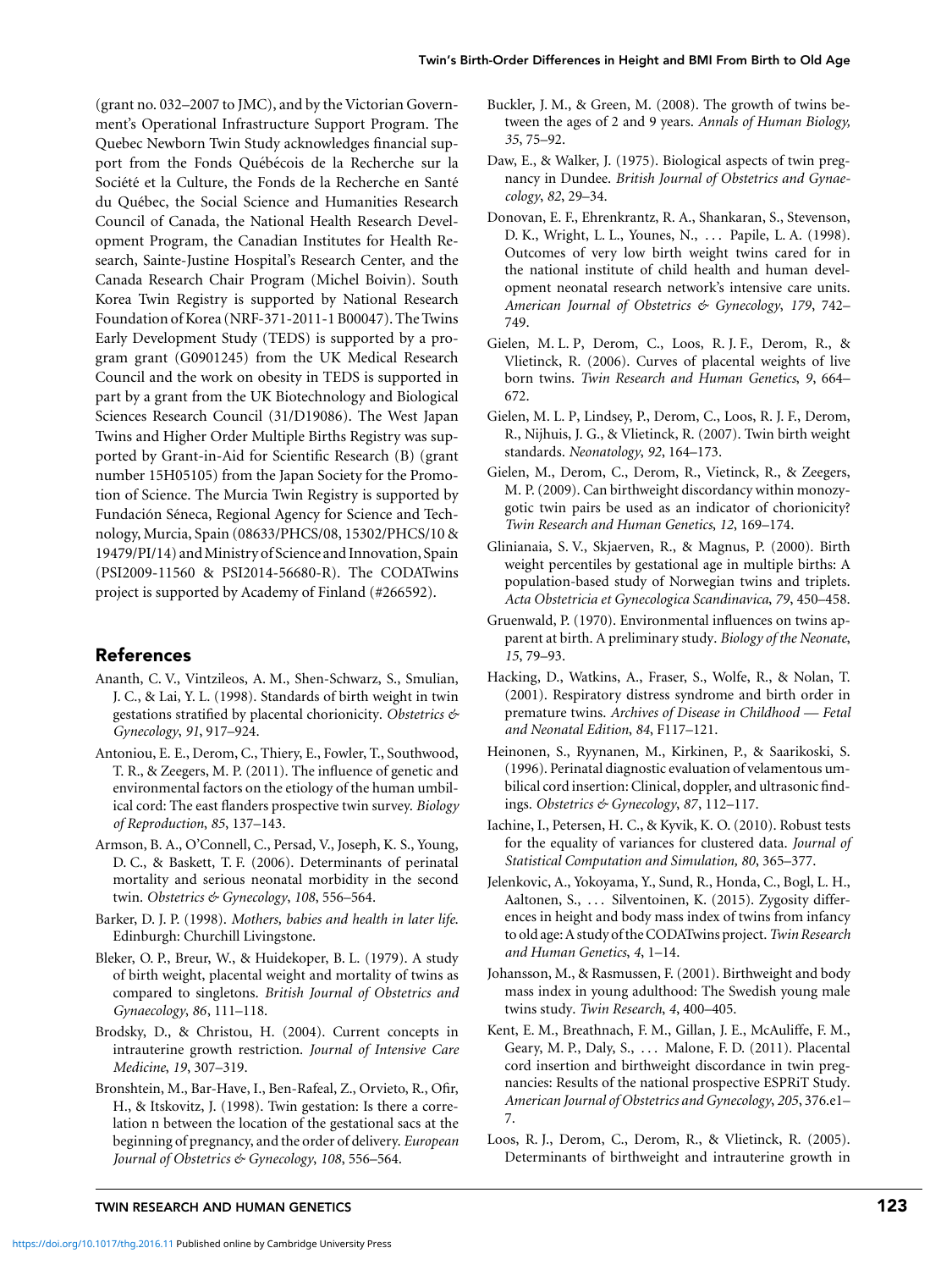(grant no. 032–2007 to JMC), and by the Victorian Government's Operational Infrastructure Support Program. The Quebec Newborn Twin Study acknowledges financial support from the Fonds Québécois de la Recherche sur la Société et la Culture, the Fonds de la Recherche en Santé du Québec, the Social Science and Humanities Research Council of Canada, the National Health Research Development Program, the Canadian Institutes for Health Research, Sainte-Justine Hospital's Research Center, and the Canada Research Chair Program (Michel Boivin). South Korea Twin Registry is supported by National Research Foundation of Korea (NRF-371-2011-1 B00047). The Twins Early Development Study (TEDS) is supported by a program grant (G0901245) from the UK Medical Research Council and the work on obesity in TEDS is supported in part by a grant from the UK Biotechnology and Biological Sciences Research Council (31/D19086). The West Japan Twins and Higher Order Multiple Births Registry was supported by Grant-in-Aid for Scientific Research (B) (grant number 15H05105) from the Japan Society for the Promotion of Science. The Murcia Twin Registry is supported by Fundación Séneca, Regional Agency for Science and Technology, Murcia, Spain (08633/PHCS/08, 15302/PHCS/10 & 19479/PI/14) and Ministry of Science and Innovation, Spain (PSI2009-11560 & PSI2014-56680-R). The CODATwins project is supported by Academy of Finland (#266592).

## References

Ananth, C. V., Vintzileos, A. M., Shen-Schwarz, S., Smulian, J. C., & Lai, Y. L. (1998). Standards of birth weight in twin gestations stratified by placental chorionicity. *Obstetrics & Gynecology*, *91*, 917–924.

Antoniou, E. E., Derom, C., Thiery, E., Fowler, T., Southwood, T. R., & Zeegers, M. P. (2011). The influence of genetic and environmental factors on the etiology of the human umbilical cord: The east flanders prospective twin survey. *Biology of Reproduction*, *85*, 137–143.

Armson, B. A., O'Connell, C., Persad, V., Joseph, K. S., Young, D. C., & Baskett, T. F. (2006). Determinants of perinatal mortality and serious neonatal morbidity in the second twin. *Obstetrics & Gynecology*, *108*, 556–564.

Barker, D. J. P. (1998). *Mothers, babies and health in later life.* Edinburgh: Churchill Livingstone.

Bleker, O. P., Breur, W., & Huidekoper, B. L. (1979). A study of birth weight, placental weight and mortality of twins as compared to singletons. *British Journal of Obstetrics and Gynaecology*, *86*, 111–118.

Brodsky, D., & Christou, H. (2004). Current concepts in intrauterine growth restriction. *Journal of Intensive Care Medicine*, *19*, 307–319.

Bronshtein, M., Bar-Have, I., Ben-Rafeal, Z., Orvieto, R., Ofir, H., & Itskovitz, J. (1998). Twin gestation: Is there a correlation n between the location of the gestational sacs at the beginning of pregnancy, and the order of delivery. *European Journal of Obstetrics & Gynecology*, *108*, 556–564.

Buckler, J. M., & Green, M. (2008). The growth of twins between the ages of 2 and 9 years. *Annals of Human Biology, 35*, 75–92.

Daw, E., & Walker, J. (1975). Biological aspects of twin pregnancy in Dundee. *British Journal of Obstetrics and Gynaecology*, *82*, 29–34.

Donovan, E. F., Ehrenkrantz, R. A., Shankaran, S., Stevenson, D. K., Wright, L. L., Younes, N., ... Papile, L. A. (1998). Outcomes of very low birth weight twins cared for in the national institute of child health and human development neonatal research network's intensive care units. *American Journal of Obstetrics & Gynecology*, *179*, 742–749.

Gielen, M. L. P, Derom, C., Loos, R. J. F., Derom, R., & Vlietinck, R. (2006). Curves of placental weights of live born twins. *Twin Research and Human Genetics*, *9*, 664–672.

Gielen, M. L. P, Lindsey, P., Derom, C., Loos, R. J. F., Derom, R., Nijhuis, J. G., & Vlietinck, R. (2007). Twin birth weight standards. *Neonatology*, *92*, 164–173.

Gielen, M., Derom, C., Derom, R., Vietinck, R., & Zeegers, M. P. (2009). Can birthweight discordancy within monozygotic twin pairs be used as an indicator of chorionicity? *Twin Research and Human Genetics*, *12*, 169–174.

Glinianaia, S. V., Skjaerven, R., & Magnus, P. (2000). Birth weight percentiles by gestational age in multiple births: A population-based study of Norwegian twins and triplets. *Acta Obstetricia et Gynecologica Scandinavica*, *79*, 450–458.

Gruenwald, P. (1970). Environmental influences on twins apparent at birth. A preliminary study. *Biology of the Neonate*, *15*, 79–93.

Hacking, D., Watkins, A., Fraser, S., Wolfe, R., & Nolan, T. (2001). Respiratory distress syndrome and birth order in premature twins. *Archives of Disease in Childhood — Fetal and Neonatal Edition*, *84*, F117–121.

Heinonen, S., Ryynanen, M., Kirkinen, P., & Saarikoski, S. (1996). Perinatal diagnostic evaluation of velamentous umbilical cord insertion: Clinical, doppler, and ultrasonic findings. *Obstetrics & Gynecology*, *87*, 112–117.

Iachine, I., Petersen, H. C., & Kyvik, K. O. (2010). Robust tests for the equality of variances for clustered data. *Journal of Statistical Computation and Simulation, 80*, 365–377.

Jelenkovic, A., Yokoyama, Y., Sund, R., Honda, C., Bogl, L. H., Aaltonen, S., ... Silventoinen, K. (2015). Zygosity differences in height and body mass index of twins from infancy to old age: A study of the CODATwins project. *Twin Research and Human Genetics*, *4*, 1–14.

Johansson, M., & Rasmussen, F. (2001). Birthweight and body mass index in young adulthood: The Swedish young male twins study. *Twin Research*, *4*, 400–405.

Kent, E. M., Breathnach, F. M., Gillan, J. E., McAuliffe, F. M., Geary, M. P., Daly, S., ... Malone, F. D. (2011). Placental cord insertion and birthweight discordance in twin pregnancies: Results of the national prospective ESPRiT Study. *American Journal of Obstetrics and Gynecology*, *205*, 376.e1–7.

Loos, R. J., Derom, C., Derom, R., & Vlietinck, R. (2005). Determinants of birthweight and intrauterine growth in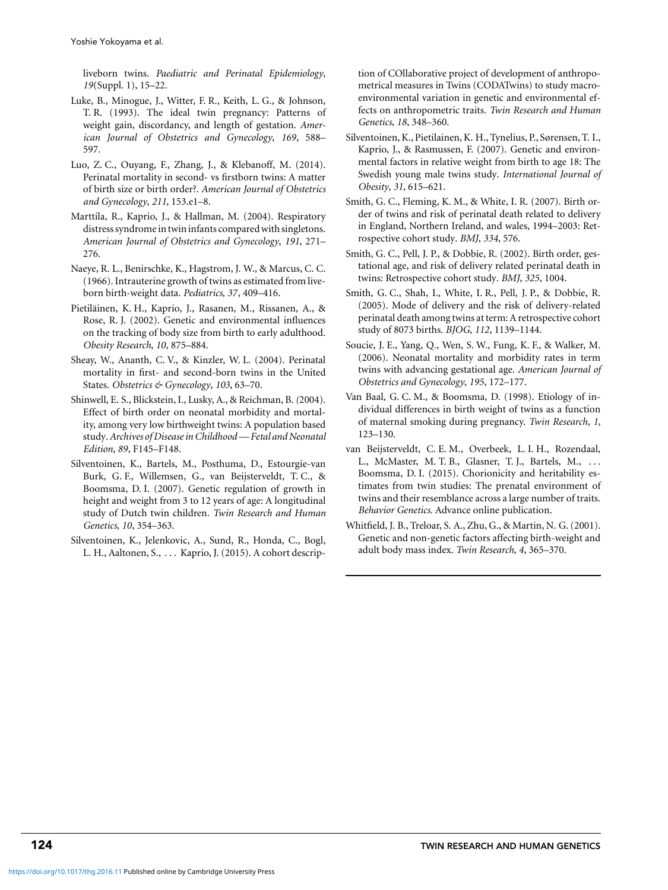liveborn twins. *Paediatric and Perinatal Epidemiology*, *19*(Suppl. 1), 15–22.

Luke, B., Minogue, J., Witter, F. R., Keith, L. G., & Johnson, T. R. (1993). The ideal twin pregnancy: Patterns of weight gain, discordancy, and length of gestation. *American Journal of Obstetrics and Gynecology*, *169*, 588–597.

Luo, Z. C., Ouyang, F., Zhang, J., & Klebanoff, M. (2014). Perinatal mortality in second- vs firstborn twins: A matter of birth size or birth order?. *American Journal of Obstetrics and Gynecology*, *211*, 153.e1–8.

Marttila, R., Kaprio, J., & Hallman, M. (2004). Respiratory distress syndrome in twin infants compared with singletons. *American Journal of Obstetrics and Gynecology*, *191*, 271–276.

Naeye, R. L., Benirschke, K., Hagstrom, J. W., & Marcus, C. C. (1966). Intrauterine growth of twins as estimated from liveborn birth-weight data. *Pediatrics*, *37*, 409–416.

Pietiläinen, K. H., Kaprio, J., Rasanen, M., Rissanen, A., & Rose, R. J. (2002). Genetic and environmental influences on the tracking of body size from birth to early adulthood. *Obesity Research*, *10*, 875–884.

Sheay, W., Ananth, C. V., & Kinzler, W. L. (2004). Perinatal mortality in first- and second-born twins in the United States. *Obstetrics & Gynecology*, *103*, 63–70.

Shinwell, E. S., Blickstein, I., Lusky, A., & Reichman, B. (2004). Effect of birth order on neonatal morbidity and mortality, among very low birthweight twins: A population based study. *Archives of Disease in Childhood — Fetal and Neonatal Edition*, *89*, F145–F148.

Silventoinen, K., Bartels, M., Posthuma, D., Estourgie-van Burk, G. F., Willemsen, G., van Beijsterveldt, T. C., & Boomsma, D. I. (2007). Genetic regulation of growth in height and weight from 3 to 12 years of age: A longitudinal study of Dutch twin children. *Twin Research and Human Genetics*, *10*, 354–363.

Silventoinen, K., Jelenkovic, A., Sund, R., Honda, C., Bogl, L. H., Aaltonen, S., . . . Kaprio, J. (2015). A cohort description of COllaborative project of development of anthropometrical measures in Twins (CODATwins) to study macro-environmental variation in genetic and environmental effects on anthropometric traits. *Twin Research and Human Genetics*, *18*, 348–360.

Silventoinen, K., Pietilainen, K. H., Tynelius, P., Sørensen, T. I., Kaprio, J., & Rasmussen, F. (2007). Genetic and environmental factors in relative weight from birth to age 18: The Swedish young male twins study. *International Journal of Obesity*, *31*, 615–621.

Smith, G. C., Fleming, K. M., & White, I. R. (2007). Birth order of twins and risk of perinatal death related to delivery in England, Northern Ireland, and wales, 1994–2003: Retrospective cohort study. *BMJ*, *334*, 576.

Smith, G. C., Pell, J. P., & Dobbie, R. (2002). Birth order, gestational age, and risk of delivery related perinatal death in twins: Retrospective cohort study. *BMJ*, *325*, 1004.

Smith, G. C., Shah, I., White, I. R., Pell, J. P., & Dobbie, R. (2005). Mode of delivery and the risk of delivery-related perinatal death among twins at term: A retrospective cohort study of 8073 births. *BJOG*, *112*, 1139–1144.

Soucie, J. E., Yang, Q., Wen, S. W., Fung, K. F., & Walker, M. (2006). Neonatal mortality and morbidity rates in term twins with advancing gestational age. *American Journal of Obstetrics and Gynecology*, *195*, 172–177.

Van Baal, G. C. M., & Boomsma, D. (1998). Etiology of individual differences in birth weight of twins as a function of maternal smoking during pregnancy. *Twin Research*, *1*, 123–130.

van Beijsterveldt, C. E. M., Overbeek, L. I. H., Rozendaal, L., McMaster, M. T. B., Glasner, T. J., Bartels, M., . . . Boomsma, D. I. (2015). Chorionicity and heritability estimates from twin studies: The prenatal environment of twins and their resemblance across a large number of traits. *Behavior Genetics*. Advance online publication.

Whitfield, J. B., Treloar, S. A., Zhu, G., & Martin, N. G. (2001). Genetic and non-genetic factors affecting birth-weight and adult body mass index. *Twin Research*, *4*, 365–370.